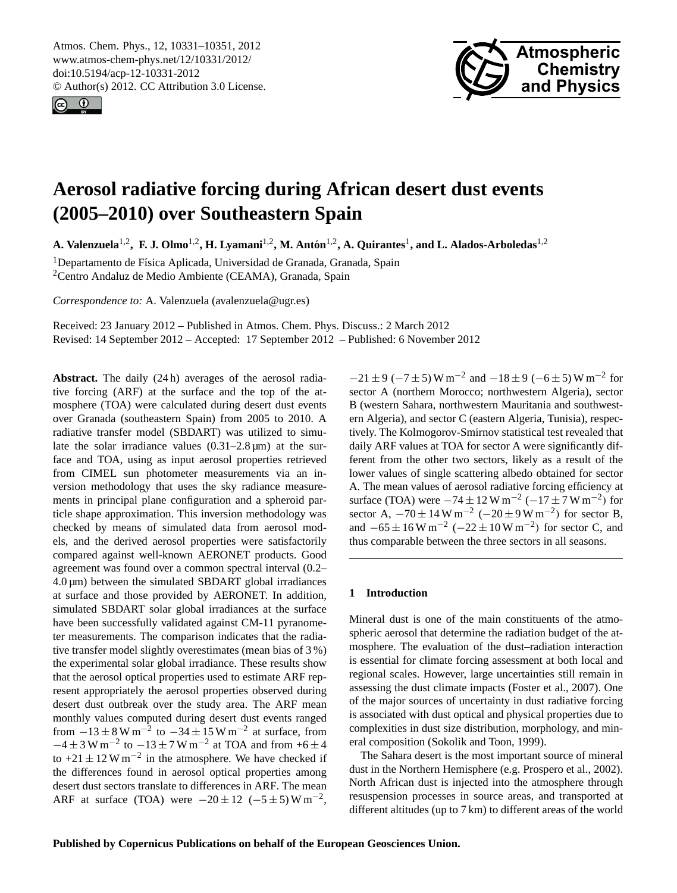# Aerosol radiative forcing during African desert dust events (2005–2010) over Southeastern Spain

**A. Valenzuela**[1,2], **F. J. Olmo**[1,2], **H. Lyamani**[1,2], **M. Antón**[1,2], **A. Quirantes**[1], **and L. Alados-Arboledas**[1,2]

[1]Departamento de Física Aplicada, Universidad de Granada, Granada, Spain
[2]Centro Andaluz de Medio Ambiente (CEAMA), Granada, Spain

*Correspondence to:* A. Valenzuela (avalenzuela@ugr.es)

Received: 23 January 2012 – Published in Atmos. Chem. Phys. Discuss.: 2 March 2012
Revised: 14 September 2012 – Accepted: 17 September 2012 – Published: 6 November 2012

**Abstract.** The daily (24 h) averages of the aerosol radiative forcing (ARF) at the surface and the top of the atmosphere (TOA) were calculated during desert dust events over Granada (southeastern Spain) from 2005 to 2010. A radiative transfer model (SBDART) was utilized to simulate the solar irradiance values (0.31–2.8 µm) at the surface and TOA, using as input aerosol properties retrieved from CIMEL sun photometer measurements via an inversion methodology that uses the sky radiance measurements in principal plane configuration and a spheroid particle shape approximation. This inversion methodology was checked by means of simulated data from aerosol models, and the derived aerosol properties were satisfactorily compared against well-known AERONET products. Good agreement was found over a common spectral interval (0.2–4.0 µm) between the simulated SBDART global irradiances at surface and those provided by AERONET. In addition, simulated SBDART solar global irradiances at the surface have been successfully validated against CM-11 pyranometer measurements. The comparison indicates that the radiative transfer model slightly overestimates (mean bias of 3 %) the experimental solar global irradiance. These results show that the aerosol optical properties used to estimate ARF represent appropriately the aerosol properties observed during desert dust outbreak over the study area. The ARF mean monthly values computed during desert dust events ranged from $-13\pm8\,\mathrm{W\,m^{-2}}$ to $-34\pm15\,\mathrm{W\,m^{-2}}$ at surface, from $-4\pm3\,\mathrm{W\,m^{-2}}$ to $-13\pm7\,\mathrm{W\,m^{-2}}$ at TOA and from $+6\pm4$ to $+21\pm12\,\mathrm{W\,m^{-2}}$ in the atmosphere. We have checked if the differences found in aerosol optical properties among desert dust sectors translate to differences in ARF. The mean ARF at surface (TOA) were $-20\pm12$ ($-5\pm5$) $\mathrm{W\,m^{-2}}$, $-21\pm9$ ($-7\pm5$) $\mathrm{W\,m^{-2}}$ and $-18\pm9$ ($-6\pm5$) $\mathrm{W\,m^{-2}}$ for sector A (northern Morocco; northwestern Algeria), sector B (western Sahara, northwestern Mauritania and southwestern Algeria), and sector C (eastern Algeria, Tunisia), respectively. The Kolmogorov-Smirnov statistical test revealed that daily ARF values at TOA for sector A were significantly different from the other two sectors, likely as a result of the lower values of single scattering albedo obtained for sector A. The mean values of aerosol radiative forcing efficiency at surface (TOA) were $-74\pm12\,\mathrm{W\,m^{-2}}$ ($-17\pm7\,\mathrm{W\,m^{-2}}$) for sector A, $-70\pm14\,\mathrm{W\,m^{-2}}$ ($-20\pm9\,\mathrm{W\,m^{-2}}$) for sector B, and $-65\pm16\,\mathrm{W\,m^{-2}}$ ($-22\pm10\,\mathrm{W\,m^{-2}}$) for sector C, and thus comparable between the three sectors in all seasons.

## 1 Introduction

Mineral dust is one of the main constituents of the atmospheric aerosol that determine the radiation budget of the atmosphere. The evaluation of the dust–radiation interaction is essential for climate forcing assessment at both local and regional scales. However, large uncertainties still remain in assessing the dust climate impacts (Foster et al., 2007). One of the major sources of uncertainty in dust radiative forcing is associated with dust optical and physical properties due to complexities in dust size distribution, morphology, and mineral composition (Sokolik and Toon, 1999).

The Sahara desert is the most important source of mineral dust in the Northern Hemisphere (e.g. Prospero et al., 2002). North African dust is injected into the atmosphere through resuspension processes in source areas, and transported at different altitudes (up to 7 km) to different areas of the world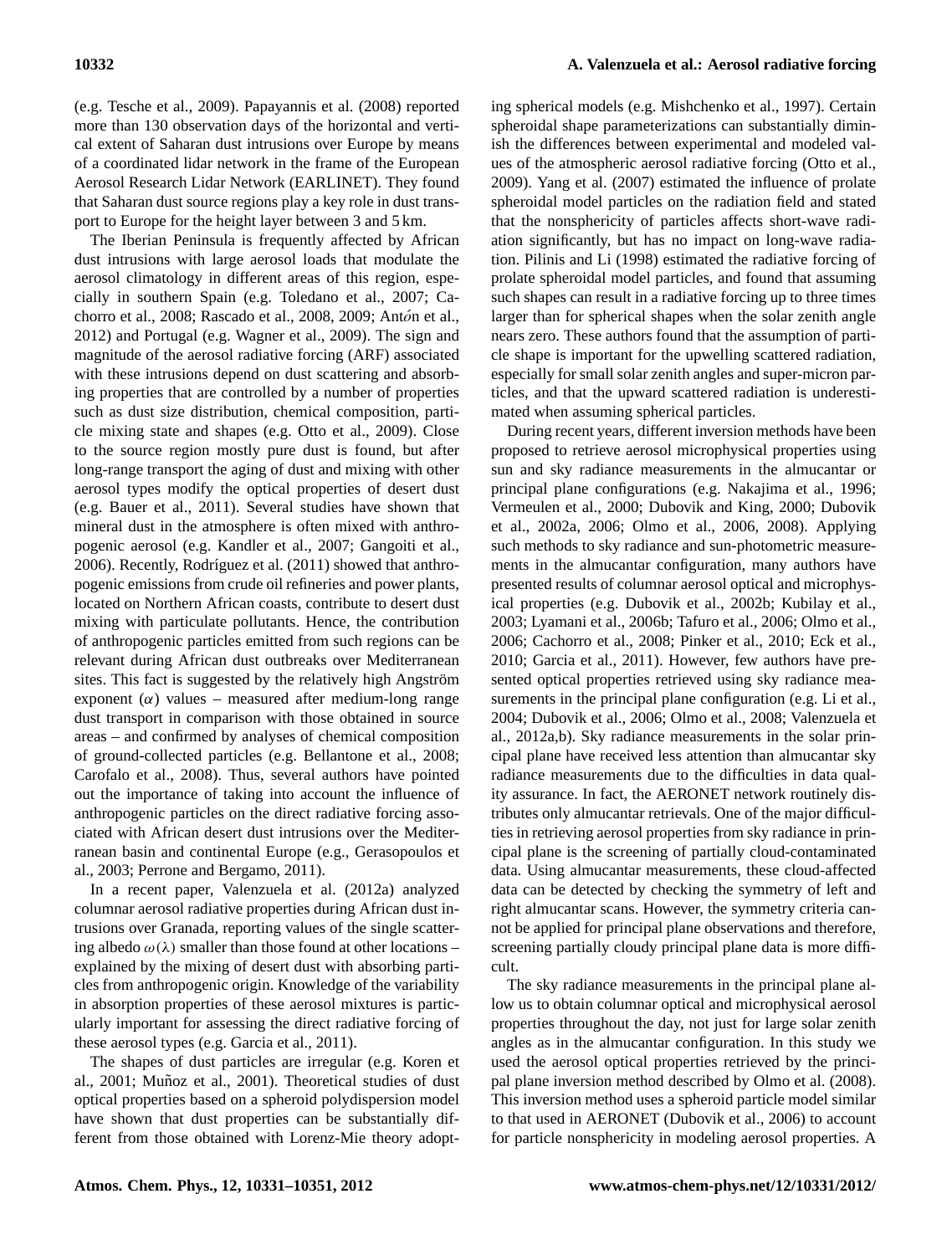(e.g. Tesche et al., 2009). Papayannis et al. (2008) reported more than 130 observation days of the horizontal and vertical extent of Saharan dust intrusions over Europe by means of a coordinated lidar network in the frame of the European Aerosol Research Lidar Network (EARLINET). They found that Saharan dust source regions play a key role in dust transport to Europe for the height layer between 3 and 5 km.

The Iberian Peninsula is frequently affected by African dust intrusions with large aerosol loads that modulate the aerosol climatology in different areas of this region, especially in southern Spain (e.g. Toledano et al., 2007; Cachorro et al., 2008; Rascado et al., 2008, 2009; Antón et al., 2012) and Portugal (e.g. Wagner et al., 2009). The sign and magnitude of the aerosol radiative forcing (ARF) associated with these intrusions depend on dust scattering and absorbing properties that are controlled by a number of properties such as dust size distribution, chemical composition, particle mixing state and shapes (e.g. Otto et al., 2009). Close to the source region mostly pure dust is found, but after long-range transport the aging of dust and mixing with other aerosol types modify the optical properties of desert dust (e.g. Bauer et al., 2011). Several studies have shown that mineral dust in the atmosphere is often mixed with anthropogenic aerosol (e.g. Kandler et al., 2007; Gangoiti et al., 2006). Recently, Rodríguez et al. (2011) showed that anthropogenic emissions from crude oil refineries and power plants, located on Northern African coasts, contribute to desert dust mixing with particulate pollutants. Hence, the contribution of anthropogenic particles emitted from such regions can be relevant during African dust outbreaks over Mediterranean sites. This fact is suggested by the relatively high Angström exponent ($\alpha$) values – measured after medium-long range dust transport in comparison with those obtained in source areas – and confirmed by analyses of chemical composition of ground-collected particles (e.g. Bellantone et al., 2008; Carofalo et al., 2008). Thus, several authors have pointed out the importance of taking into account the influence of anthropogenic particles on the direct radiative forcing associated with African desert dust intrusions over the Mediterranean basin and continental Europe (e.g., Gerasopoulos et al., 2003; Perrone and Bergamo, 2011).

In a recent paper, Valenzuela et al. (2012a) analyzed columnar aerosol radiative properties during African dust intrusions over Granada, reporting values of the single scattering albedo $\omega(\lambda)$ smaller than those found at other locations – explained by the mixing of desert dust with absorbing particles from anthropogenic origin. Knowledge of the variability in absorption properties of these aerosol mixtures is particularly important for assessing the direct radiative forcing of these aerosol types (e.g. Garcia et al., 2011).

The shapes of dust particles are irregular (e.g. Koren et al., 2001; Muñoz et al., 2001). Theoretical studies of dust optical properties based on a spheroid polydispersion model have shown that dust properties can be substantially different from those obtained with Lorenz-Mie theory adopting spherical models (e.g. Mishchenko et al., 1997). Certain spheroidal shape parameterizations can substantially diminish the differences between experimental and modeled values of the atmospheric aerosol radiative forcing (Otto et al., 2009). Yang et al. (2007) estimated the influence of prolate spheroidal model particles on the radiation field and stated that the nonsphericity of particles affects short-wave radiation significantly, but has no impact on long-wave radiation. Pilinis and Li (1998) estimated the radiative forcing of prolate spheroidal model particles, and found that assuming such shapes can result in a radiative forcing up to three times larger than for spherical shapes when the solar zenith angle nears zero. These authors found that the assumption of particle shape is important for the upwelling scattered radiation, especially for small solar zenith angles and super-micron particles, and that the upward scattered radiation is underestimated when assuming spherical particles.

During recent years, different inversion methods have been proposed to retrieve aerosol microphysical properties using sun and sky radiance measurements in the almucantar or principal plane configurations (e.g. Nakajima et al., 1996; Vermeulen et al., 2000; Dubovik and King, 2000; Dubovik et al., 2002a, 2006; Olmo et al., 2006, 2008). Applying such methods to sky radiance and sun-photometric measurements in the almucantar configuration, many authors have presented results of columnar aerosol optical and microphysical properties (e.g. Dubovik et al., 2002b; Kubilay et al., 2003; Lyamani et al., 2006b; Tafuro et al., 2006; Olmo et al., 2006; Cachorro et al., 2008; Pinker et al., 2010; Eck et al., 2010; Garcia et al., 2011). However, few authors have presented optical properties retrieved using sky radiance measurements in the principal plane configuration (e.g. Li et al., 2004; Dubovik et al., 2006; Olmo et al., 2008; Valenzuela et al., 2012a,b). Sky radiance measurements in the solar principal plane have received less attention than almucantar sky radiance measurements due to the difficulties in data quality assurance. In fact, the AERONET network routinely distributes only almucantar retrievals. One of the major difficulties in retrieving aerosol properties from sky radiance in principal plane is the screening of partially cloud-contaminated data. Using almucantar measurements, these cloud-affected data can be detected by checking the symmetry of left and right almucantar scans. However, the symmetry criteria cannot be applied for principal plane observations and therefore, screening partially cloudy principal plane data is more difficult.

The sky radiance measurements in the principal plane allow us to obtain columnar optical and microphysical aerosol properties throughout the day, not just for large solar zenith angles as in the almucantar configuration. In this study we used the aerosol optical properties retrieved by the principal plane inversion method described by Olmo et al. (2008). This inversion method uses a spheroid particle model similar to that used in AERONET (Dubovik et al., 2006) to account for particle nonsphericity in modeling aerosol properties. A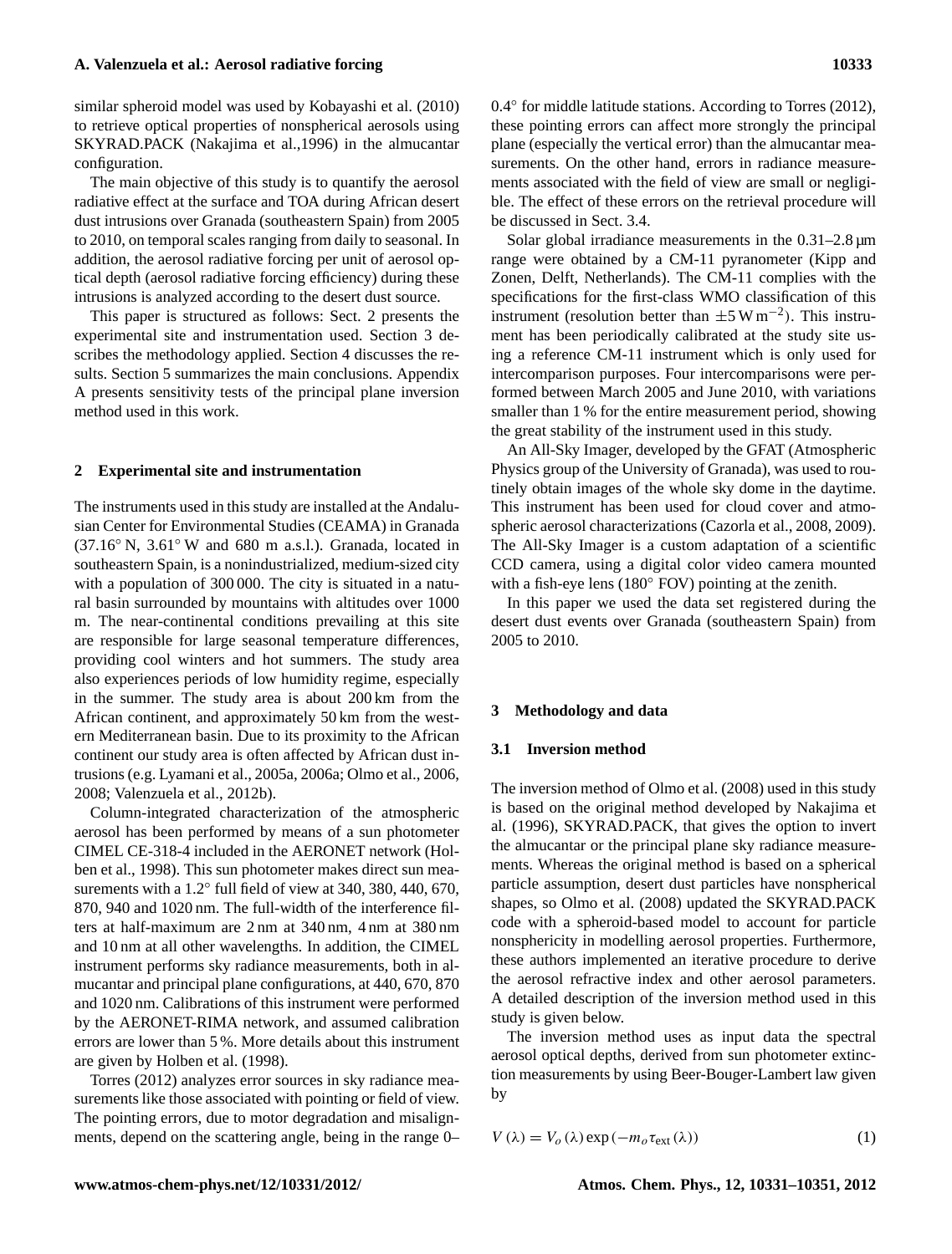similar spheroid model was used by Kobayashi et al. (2010) to retrieve optical properties of nonspherical aerosols using SKYRAD.PACK (Nakajima et al.,1996) in the almucantar configuration.

The main objective of this study is to quantify the aerosol radiative effect at the surface and TOA during African desert dust intrusions over Granada (southeastern Spain) from 2005 to 2010, on temporal scales ranging from daily to seasonal. In addition, the aerosol radiative forcing per unit of aerosol optical depth (aerosol radiative forcing efficiency) during these intrusions is analyzed according to the desert dust source.

This paper is structured as follows: Sect. 2 presents the experimental site and instrumentation used. Section 3 describes the methodology applied. Section 4 discusses the results. Section 5 summarizes the main conclusions. Appendix A presents sensitivity tests of the principal plane inversion method used in this work.

## 2 Experimental site and instrumentation

The instruments used in this study are installed at the Andalusian Center for Environmental Studies (CEAMA) in Granada (37.16° N, 3.61° W and 680 m a.s.l.). Granada, located in southeastern Spain, is a nonindustrialized, medium-sized city with a population of 300 000. The city is situated in a natural basin surrounded by mountains with altitudes over 1000 m. The near-continental conditions prevailing at this site are responsible for large seasonal temperature differences, providing cool winters and hot summers. The study area also experiences periods of low humidity regime, especially in the summer. The study area is about 200 km from the African continent, and approximately 50 km from the western Mediterranean basin. Due to its proximity to the African continent our study area is often affected by African dust intrusions (e.g. Lyamani et al., 2005a, 2006a; Olmo et al., 2006, 2008; Valenzuela et al., 2012b).

Column-integrated characterization of the atmospheric aerosol has been performed by means of a sun photometer CIMEL CE-318-4 included in the AERONET network (Holben et al., 1998). This sun photometer makes direct sun measurements with a 1.2° full field of view at 340, 380, 440, 670, 870, 940 and 1020 nm. The full-width of the interference filters at half-maximum are 2 nm at 340 nm, 4 nm at 380 nm and 10 nm at all other wavelengths. In addition, the CIMEL instrument performs sky radiance measurements, both in almucantar and principal plane configurations, at 440, 670, 870 and 1020 nm. Calibrations of this instrument were performed by the AERONET-RIMA network, and assumed calibration errors are lower than 5 %. More details about this instrument are given by Holben et al. (1998).

Torres (2012) analyzes error sources in sky radiance measurements like those associated with pointing or field of view. The pointing errors, due to motor degradation and misalignments, depend on the scattering angle, being in the range 0–0.4° for middle latitude stations. According to Torres (2012), these pointing errors can affect more strongly the principal plane (especially the vertical error) than the almucantar measurements. On the other hand, errors in radiance measurements associated with the field of view are small or negligible. The effect of these errors on the retrieval procedure will be discussed in Sect. 3.4.

Solar global irradiance measurements in the 0.31–2.8 µm range were obtained by a CM-11 pyranometer (Kipp and Zonen, Delft, Netherlands). The CM-11 complies with the specifications for the first-class WMO classification of this instrument (resolution better than $\pm 5\,\mathrm{W\,m^{-2}}$). This instrument has been periodically calibrated at the study site using a reference CM-11 instrument which is only used for intercomparison purposes. Four intercomparisons were performed between March 2005 and June 2010, with variations smaller than 1 % for the entire measurement period, showing the great stability of the instrument used in this study.

An All-Sky Imager, developed by the GFAT (Atmospheric Physics group of the University of Granada), was used to routinely obtain images of the whole sky dome in the daytime. This instrument has been used for cloud cover and atmospheric aerosol characterizations (Cazorla et al., 2008, 2009). The All-Sky Imager is a custom adaptation of a scientific CCD camera, using a digital color video camera mounted with a fish-eye lens (180° FOV) pointing at the zenith.

In this paper we used the data set registered during the desert dust events over Granada (southeastern Spain) from 2005 to 2010.

## 3 Methodology and data

### 3.1 Inversion method

The inversion method of Olmo et al. (2008) used in this study is based on the original method developed by Nakajima et al. (1996), SKYRAD.PACK, that gives the option to invert the almucantar or the principal plane sky radiance measurements. Whereas the original method is based on a spherical particle assumption, desert dust particles have nonspherical shapes, so Olmo et al. (2008) updated the SKYRAD.PACK code with a spheroid-based model to account for particle nonsphericity in modelling aerosol properties. Furthermore, these authors implemented an iterative procedure to derive the aerosol refractive index and other aerosol parameters. A detailed description of the inversion method used in this study is given below.

The inversion method uses as input data the spectral aerosol optical depths, derived from sun photometer extinction measurements by using Beer-Bouger-Lambert law given by

$$V(\lambda) = V_o(\lambda)\exp\left(-m_o \tau_{\mathrm{ext}}(\lambda)\right) \tag{1}$$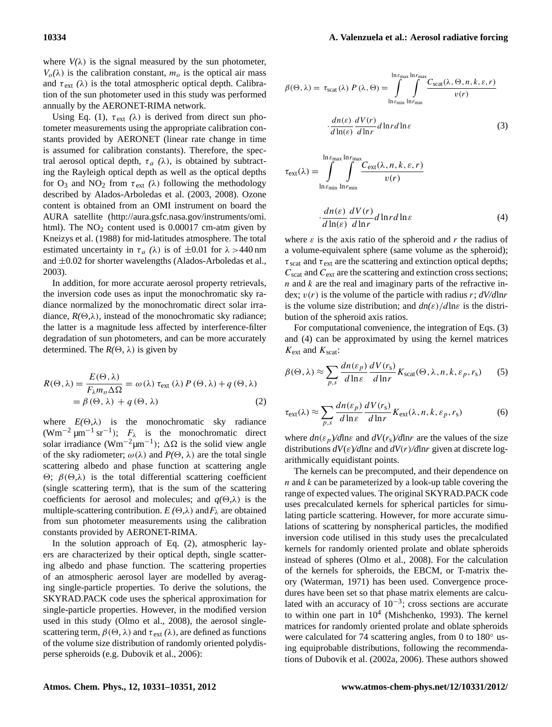where $V(\lambda)$ is the signal measured by the sun photometer, $V_o(\lambda)$ is the calibration constant, $m_o$ is the optical air mass and $\tau_{\mathrm{ext}}(\lambda)$ is the total atmospheric optical depth. Calibration of the sun photometer used in this study was performed annually by the AERONET-RIMA network.

Using Eq. (1), $\tau_{\mathrm{ext}}(\lambda)$ is derived from direct sun photometer measurements using the appropriate calibration constants provided by AERONET (linear rate change in time is assumed for calibration constants). Therefore, the spectral aerosol optical depth, $\tau_a(\lambda)$, is obtained by subtracting the Rayleigh optical depth as well as the optical depths for $O_3$ and $NO_2$ from $\tau_{\mathrm{ext}}(\lambda)$ following the methodology described by Alados-Arboledas et al. (2003, 2008). Ozone content is obtained from an OMI instrument on board the AURA satellite (http://aura.gsfc.nasa.gov/instruments/omi.html). The $NO_2$ content used is 0.00017 cm-atm given by Kneizys et al. (1988) for mid-latitudes atmosphere. The total estimated uncertainty in $\tau_a(\lambda)$ is of $\pm 0.01$ for $\lambda > 440$ nm and $\pm 0.02$ for shorter wavelengths (Alados-Arboledas et al., 2003).

In addition, for more accurate aerosol property retrievals, the inversion code uses as input the monochromatic sky radiance normalized by the monochromatic direct solar irradiance, $R(\Theta,\lambda)$, instead of the monochromatic sky radiance; the latter is a magnitude less affected by interference-filter degradation of sun photometers, and can be more accurately determined. The $R(\Theta,\lambda)$ is given by

$$R(\Theta,\lambda) = \frac{E(\Theta,\lambda)}{F_\lambda m_o \Delta\Omega} = \omega(\lambda)\,\tau_{\mathrm{ext}}(\lambda)\,P(\Theta,\lambda) + q(\Theta,\lambda)$$
$$= \beta(\Theta,\lambda) + q(\Theta,\lambda) \tag{2}$$

where $E(\Theta,\lambda)$ is the monochromatic sky radiance ($\mathrm{Wm^{-2}\,\mu m^{-1}\,sr^{-1}}$); $F_\lambda$ is the monochromatic direct solar irradiance ($\mathrm{Wm^{-2}\mu m^{-1}}$); $\Delta\Omega$ is the solid view angle of the sky radiometer; $\omega(\lambda)$ and $P(\Theta,\lambda)$ are the total single scattering albedo and phase function at scattering angle $\Theta$; $\beta(\Theta,\lambda)$ is the total differential scattering coefficient (single scattering term), that is the sum of the scattering coefficients for aerosol and molecules; and $q(\Theta,\lambda)$ is the multiple-scattering contribution. $E(\Theta,\lambda)$ and $F_\lambda$ are obtained from sun photometer measurements using the calibration constants provided by AERONET-RIMA.

In the solution approach of Eq. (2), atmospheric layers are characterized by their optical depth, single scattering albedo and phase function. The scattering properties of an atmospheric aerosol layer are modelled by averaging single-particle properties. To derive the solutions, the SKYRAD.PACK code uses the spherical approximation for single-particle properties. However, in the modified version used in this study (Olmo et al., 2008), the aerosol single-scattering term, $\beta(\Theta,\lambda)$ and $\tau_{\mathrm{ext}}(\lambda)$, are defined as functions of the volume size distribution of randomly oriented polydisperse spheroids (e.g. Dubovik et al., 2006):

$$\beta(\Theta,\lambda) = \tau_{\mathrm{scat}}(\lambda)\,P(\lambda,\Theta) = \int\limits_{\ln\varepsilon_{\min}}^{\ln\varepsilon_{\max}}\int\limits_{\ln r_{\min}}^{\ln r_{\max}} \frac{C_{\mathrm{scat}}(\lambda,\Theta,n,k,\varepsilon,r)}{v(r)} \cdot \frac{dn(\varepsilon)}{d\ln(\varepsilon)}\frac{dV(r)}{d\ln r}\,d\ln r\,d\ln\varepsilon \tag{3}$$

$$\tau_{\mathrm{ext}}(\lambda) = \int\limits_{\ln\varepsilon_{\min}}^{\ln\varepsilon_{\max}}\int\limits_{\ln r_{\min}}^{\ln r_{\max}} \frac{C_{\mathrm{ext}}(\lambda,n,k,\varepsilon,r)}{v(r)} \cdot \frac{dn(\varepsilon)}{d\ln(\varepsilon)}\frac{dV(r)}{d\ln r}\,d\ln r\,d\ln\varepsilon \tag{4}$$

where $\varepsilon$ is the axis ratio of the spheroid and $r$ the radius of a volume-equivalent sphere (same volume as the spheroid); $\tau_{\mathrm{scat}}$ and $\tau_{\mathrm{ext}}$ are the scattering and extinction optical depths; $C_{\mathrm{scat}}$ and $C_{\mathrm{ext}}$ are the scattering and extinction cross sections; $n$ and $k$ are the real and imaginary parts of the refractive index; $v(r)$ is the volume of the particle with radius $r$; $dV/d\ln r$ is the volume size distribution; and $dn(\varepsilon)/d\ln\varepsilon$ is the distribution of the spheroid axis ratios.

For computational convenience, the integration of Eqs. (3) and (4) can be approximated by using the kernel matrices $K_{\mathrm{ext}}$ and $K_{\mathrm{scat}}$:

$$\beta(\Theta,\lambda) \approx \sum_{p,s} \frac{dn(\varepsilon_p)}{d\ln\varepsilon}\frac{dV(r_{\mathrm{s}})}{d\ln r} K_{\mathrm{scat}}(\Theta,\lambda,n,k,\varepsilon_p,r_{\mathrm{s}}) \tag{5}$$

$$\tau_{\mathrm{ext}}(\lambda) \approx \sum_{p,s} \frac{dn(\varepsilon_p)}{d\ln\varepsilon}\frac{dV(r_{\mathrm{s}})}{d\ln r} K_{\mathrm{ext}}(\lambda,n,k,\varepsilon_p,r_{\mathrm{s}}) \tag{6}$$

where $dn(\varepsilon_p)/d\ln\varepsilon$ and $dV(r_s)/d\ln r$ are the values of the size distributions $dV(\varepsilon)/d\ln\varepsilon$ and $dV(r)/d\ln r$ given at discrete logarithmically equidistant points.

The kernels can be precomputed, and their dependence on $n$ and $k$ can be parameterized by a look-up table covering the range of expected values. The original SKYRAD.PACK code uses precalculated kernels for spherical particles for simulating particle scattering. However, for more accurate simulations of scattering by nonspherical particles, the modified inversion code utilised in this study uses the precalculated kernels for randomly oriented prolate and oblate spheroids instead of spheres (Olmo et al., 2008). For the calculation of the kernels for spheroids, the EBCM, or T-matrix theory (Waterman, 1971) has been used. Convergence procedures have been set so that phase matrix elements are calculated with an accuracy of $10^{-3}$; cross sections are accurate to within one part in $10^4$ (Mishchenko, 1993). The kernel matrices for randomly oriented prolate and oblate spheroids were calculated for 74 scattering angles, from 0 to 180° using equiprobable distributions, following the recommendations of Dubovik et al. (2002a, 2006). These authors showed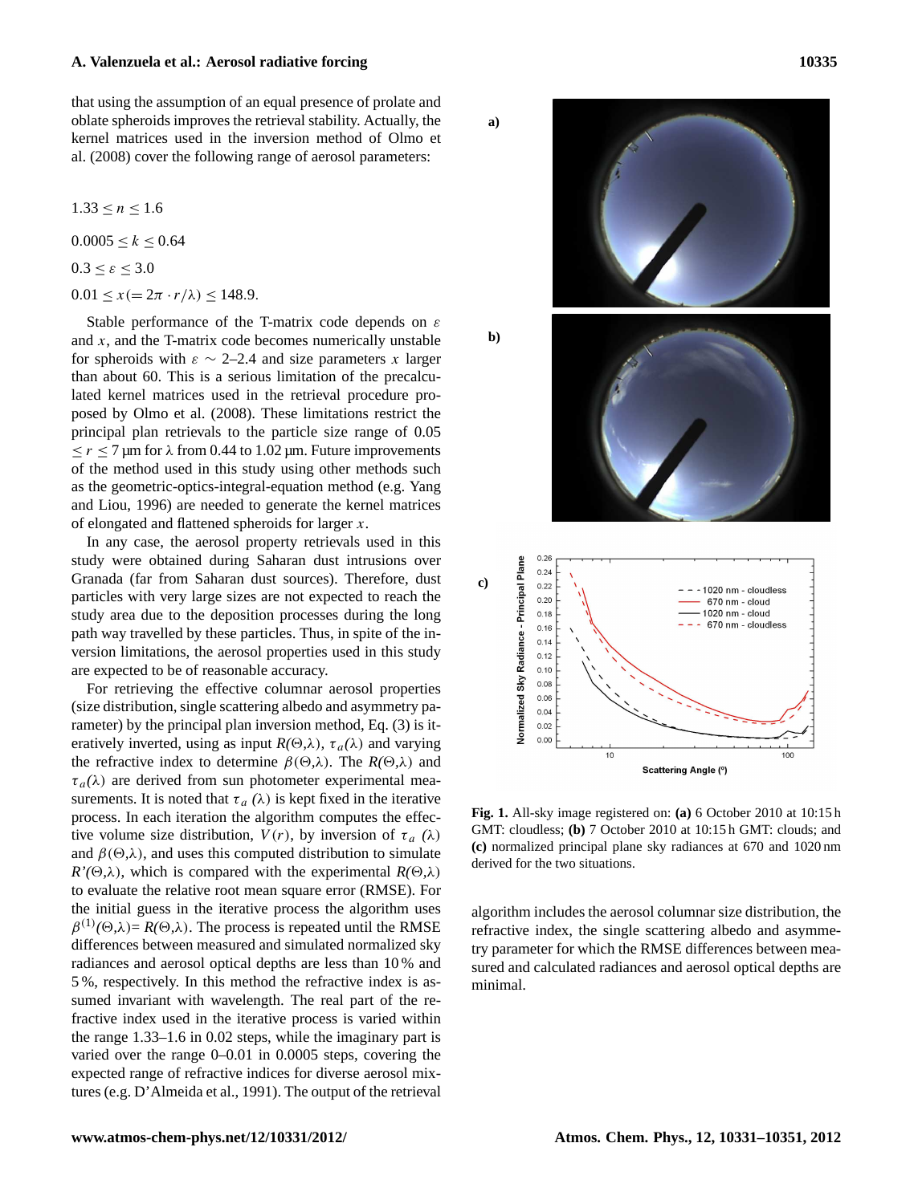that using the assumption of an equal presence of prolate and oblate spheroids improves the retrieval stability. Actually, the kernel matrices used in the inversion method of Olmo et al. (2008) cover the following range of aerosol parameters:

$1.33 \leq n \leq 1.6$

$0.0005 \leq k \leq 0.64$

$0.3 \leq \varepsilon \leq 3.0$

$0.01 \leq x (= 2\pi \cdot r/\lambda) \leq 148.9.$

Stable performance of the T-matrix code depends on $\varepsilon$ and $x$, and the T-matrix code becomes numerically unstable for spheroids with $\varepsilon \sim$ 2–2.4 and size parameters $x$ larger than about 60. This is a serious limitation of the precalculated kernel matrices used in the retrieval procedure proposed by Olmo et al. (2008). These limitations restrict the principal plan retrievals to the particle size range of $0.05 \leq r \leq 7$ µm for $\lambda$ from 0.44 to 1.02 µm. Future improvements of the method used in this study using other methods such as the geometric-optics-integral-equation method (e.g. Yang and Liou, 1996) are needed to generate the kernel matrices of elongated and flattened spheroids for larger $x$.

In any case, the aerosol property retrievals used in this study were obtained during Saharan dust intrusions over Granada (far from Saharan dust sources). Therefore, dust particles with very large sizes are not expected to reach the study area due to the deposition processes during the long path way travelled by these particles. Thus, in spite of the inversion limitations, the aerosol properties used in this study are expected to be of reasonable accuracy.

For retrieving the effective columnar aerosol properties (size distribution, single scattering albedo and asymmetry parameter) by the principal plan inversion method, Eq. (3) is iteratively inverted, using as input $R(\Theta,\lambda)$, $\tau_a(\lambda)$ and varying the refractive index to determine $\beta(\Theta,\lambda)$. The $R(\Theta,\lambda)$ and $\tau_a(\lambda)$ are derived from sun photometer experimental measurements. It is noted that $\tau_a(\lambda)$ is kept fixed in the iterative process. In each iteration the algorithm computes the effective volume size distribution, $V(r)$, by inversion of $\tau_a(\lambda)$ and $\beta(\Theta,\lambda)$, and uses this computed distribution to simulate $R'(\Theta,\lambda)$, which is compared with the experimental $R(\Theta,\lambda)$ to evaluate the relative root mean square error (RMSE). For the initial guess in the iterative process the algorithm uses $\beta^{(1)}(\Theta,\lambda) = R(\Theta,\lambda)$. The process is repeated until the RMSE differences between measured and simulated normalized sky radiances and aerosol optical depths are less than 10 % and 5 %, respectively. In this method the refractive index is assumed invariant with wavelength. The real part of the refractive index used in the iterative process is varied within the range 1.33–1.6 in 0.02 steps, while the imaginary part is varied over the range 0–0.01 in 0.0005 steps, covering the expected range of refractive indices for diverse aerosol mixtures (e.g. D'Almeida et al., 1991). The output of the retrieval algorithm includes the aerosol columnar size distribution, the refractive index, the single scattering albedo and asymmetry parameter for which the RMSE differences between measured and calculated radiances and aerosol optical depths are minimal.

**Fig. 1.** All-sky image registered on: **(a)** 6 October 2010 at 10:15 h GMT: cloudless; **(b)** 7 October 2010 at 10:15 h GMT: clouds; and **(c)** normalized principal plane sky radiances at 670 and 1020 nm derived for the two situations.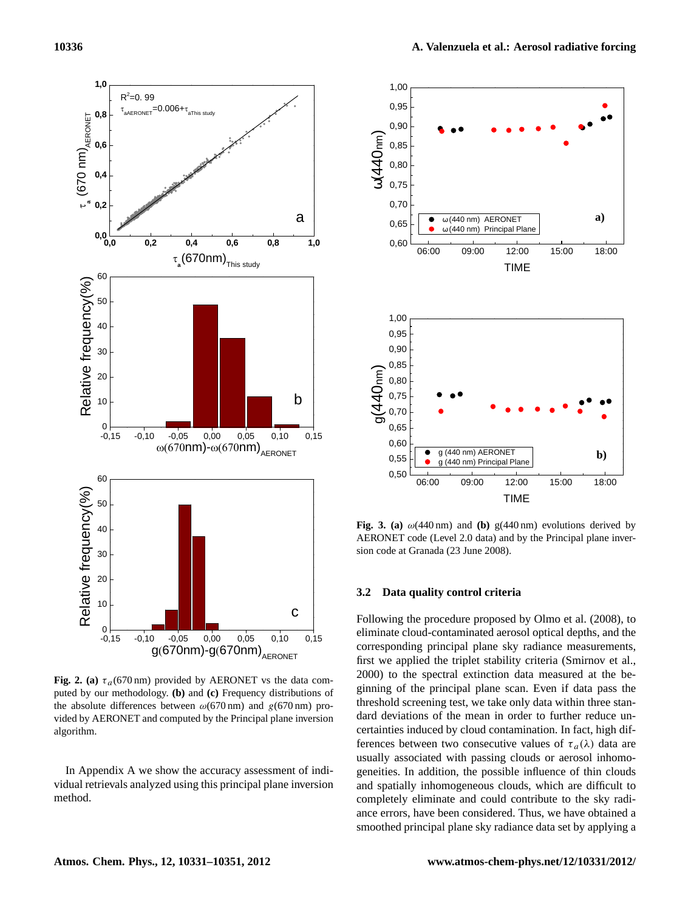**Fig. 2.** **(a)** $\tau_a$(670 nm) provided by AERONET vs the data computed by our methodology. **(b)** and **(c)** Frequency distributions of the absolute differences between $\omega$(670 nm) and $g$(670 nm) provided by AERONET and computed by the Principal plane inversion algorithm.

In Appendix A we show the accuracy assessment of individual retrievals analyzed using this principal plane inversion method.

**Fig. 3.** **(a)** $\omega$(440 nm) and **(b)** g(440 nm) evolutions derived by AERONET code (Level 2.0 data) and by the Principal plane inversion code at Granada (23 June 2008).

### 3.2 Data quality control criteria

Following the procedure proposed by Olmo et al. (2008), to eliminate cloud-contaminated aerosol optical depths, and the corresponding principal plane sky radiance measurements, first we applied the triplet stability criteria (Smirnov et al., 2000) to the spectral extinction data measured at the beginning of the principal plane scan. Even if data pass the threshold screening test, we take only data within three standard deviations of the mean in order to further reduce uncertainties induced by cloud contamination. In fact, high differences between two consecutive values of $\tau_a(\lambda)$ data are usually associated with passing clouds or aerosol inhomogeneities. In addition, the possible influence of thin clouds and spatially inhomogeneous clouds, which are difficult to completely eliminate and could contribute to the sky radiance errors, have been considered. Thus, we have obtained a smoothed principal plane sky radiance data set by applying a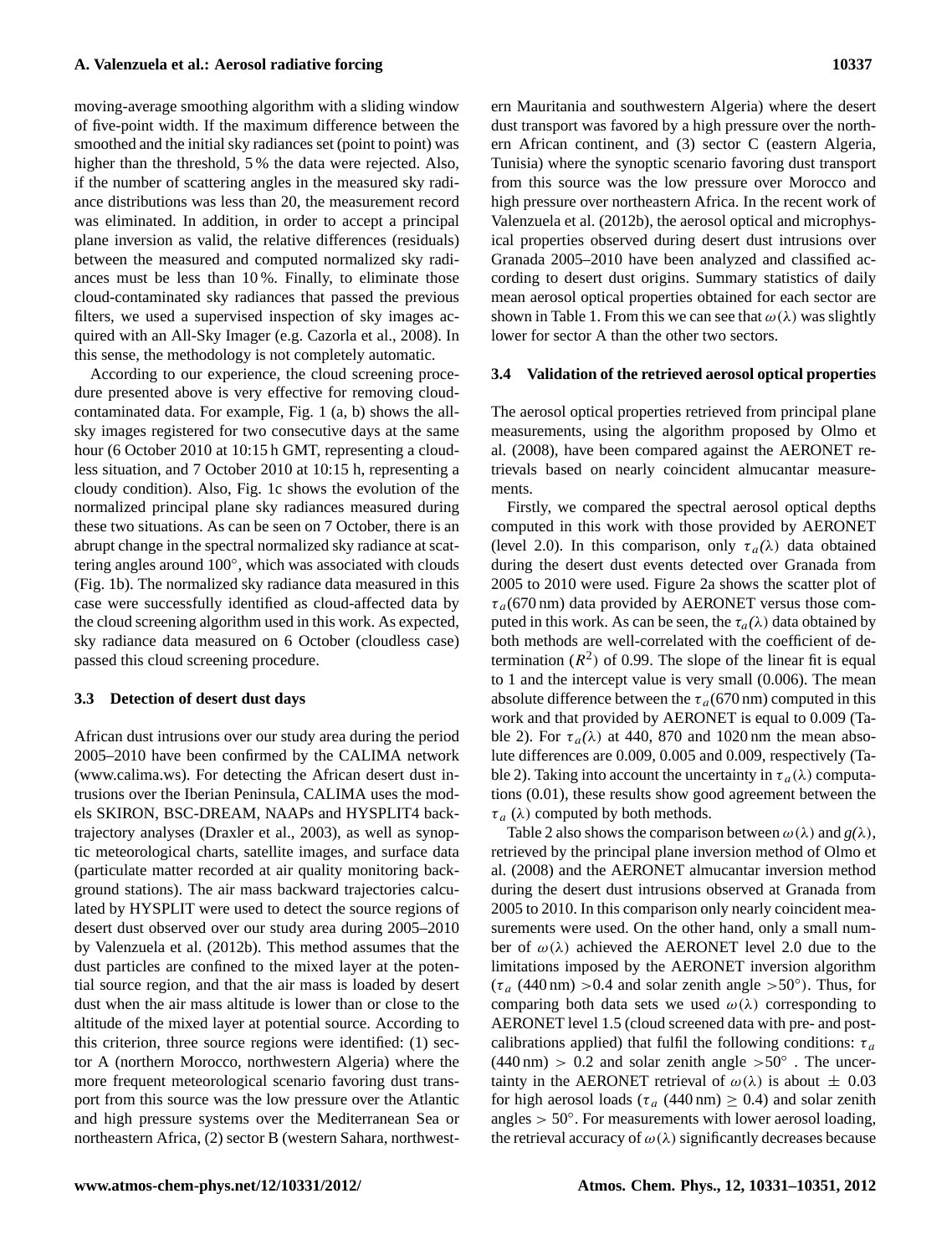moving-average smoothing algorithm with a sliding window of five-point width. If the maximum difference between the smoothed and the initial sky radiances set (point to point) was higher than the threshold, 5 % the data were rejected. Also, if the number of scattering angles in the measured sky radiance distributions was less than 20, the measurement record was eliminated. In addition, in order to accept a principal plane inversion as valid, the relative differences (residuals) between the measured and computed normalized sky radiances must be less than 10 %. Finally, to eliminate those cloud-contaminated sky radiances that passed the previous filters, we used a supervised inspection of sky images acquired with an All-Sky Imager (e.g. Cazorla et al., 2008). In this sense, the methodology is not completely automatic.

According to our experience, the cloud screening procedure presented above is very effective for removing cloud-contaminated data. For example, Fig. 1 (a, b) shows the all-sky images registered for two consecutive days at the same hour (6 October 2010 at 10:15 h GMT, representing a cloudless situation, and 7 October 2010 at 10:15 h, representing a cloudy condition). Also, Fig. 1c shows the evolution of the normalized principal plane sky radiances measured during these two situations. As can be seen on 7 October, there is an abrupt change in the spectral normalized sky radiance at scattering angles around 100°, which was associated with clouds (Fig. 1b). The normalized sky radiance data measured in this case were successfully identified as cloud-affected data by the cloud screening algorithm used in this work. As expected, sky radiance data measured on 6 October (cloudless case) passed this cloud screening procedure.

### 3.3 Detection of desert dust days

African dust intrusions over our study area during the period 2005–2010 have been confirmed by the CALIMA network (www.calima.ws). For detecting the African desert dust intrusions over the Iberian Peninsula, CALIMA uses the models SKIRON, BSC-DREAM, NAAPs and HYSPLIT4 back-trajectory analyses (Draxler et al., 2003), as well as synoptic meteorological charts, satellite images, and surface data (particulate matter recorded at air quality monitoring background stations). The air mass backward trajectories calculated by HYSPLIT were used to detect the source regions of desert dust observed over our study area during 2005–2010 by Valenzuela et al. (2012b). This method assumes that the dust particles are confined to the mixed layer at the potential source region, and that the air mass is loaded by desert dust when the air mass altitude is lower than or close to the altitude of the mixed layer at potential source. According to this criterion, three source regions were identified: (1) sector A (northern Morocco, northwestern Algeria) where the more frequent meteorological scenario favoring dust transport from this source was the low pressure over the Atlantic and high pressure systems over the Mediterranean Sea or northeastern Africa, (2) sector B (western Sahara, northwestern Mauritania and southwestern Algeria) where the desert dust transport was favored by a high pressure over the northern African continent, and (3) sector C (eastern Algeria, Tunisia) where the synoptic scenario favoring dust transport from this source was the low pressure over Morocco and high pressure over northeastern Africa. In the recent work of Valenzuela et al. (2012b), the aerosol optical and microphysical properties observed during desert dust intrusions over Granada 2005–2010 have been analyzed and classified according to desert dust origins. Summary statistics of daily mean aerosol optical properties obtained for each sector are shown in Table 1. From this we can see that $\omega(\lambda)$ was slightly lower for sector A than the other two sectors.

### 3.4 Validation of the retrieved aerosol optical properties

The aerosol optical properties retrieved from principal plane measurements, using the algorithm proposed by Olmo et al. (2008), have been compared against the AERONET retrievals based on nearly coincident almucantar measurements.

Firstly, we compared the spectral aerosol optical depths computed in this work with those provided by AERONET (level 2.0). In this comparison, only $\tau_a(\lambda)$ data obtained during the desert dust events detected over Granada from 2005 to 2010 were used. Figure 2a shows the scatter plot of $\tau_a$(670 nm) data provided by AERONET versus those computed in this work. As can be seen, the $\tau_a(\lambda)$ data obtained by both methods are well-correlated with the coefficient of determination ($R^2$) of 0.99. The slope of the linear fit is equal to 1 and the intercept value is very small (0.006). The mean absolute difference between the $\tau_a$(670 nm) computed in this work and that provided by AERONET is equal to 0.009 (Table 2). For $\tau_a(\lambda)$ at 440, 870 and 1020 nm the mean absolute differences are 0.009, 0.005 and 0.009, respectively (Table 2). Taking into account the uncertainty in $\tau_a(\lambda)$ computations (0.01), these results show good agreement between the $\tau_a$ ($\lambda$) computed by both methods.

Table 2 also shows the comparison between $\omega(\lambda)$ and $g(\lambda)$, retrieved by the principal plane inversion method of Olmo et al. (2008) and the AERONET almucantar inversion method during the desert dust intrusions observed at Granada from 2005 to 2010. In this comparison only nearly coincident measurements were used. On the other hand, only a small number of $\omega(\lambda)$ achieved the AERONET level 2.0 due to the limitations imposed by the AERONET inversion algorithm ($\tau_a$ (440 nm) >0.4 and solar zenith angle >50°). Thus, for comparing both data sets we used $\omega(\lambda)$ corresponding to AERONET level 1.5 (cloud screened data with pre- and post-calibrations applied) that fulfil the following conditions: $\tau_a$ (440 nm) > 0.2 and solar zenith angle >50° . The uncertainty in the AERONET retrieval of $\omega(\lambda)$ is about $\pm$ 0.03 for high aerosol loads ($\tau_a$ (440 nm) $\geq$ 0.4) and solar zenith angles > 50°. For measurements with lower aerosol loading, the retrieval accuracy of $\omega(\lambda)$ significantly decreases because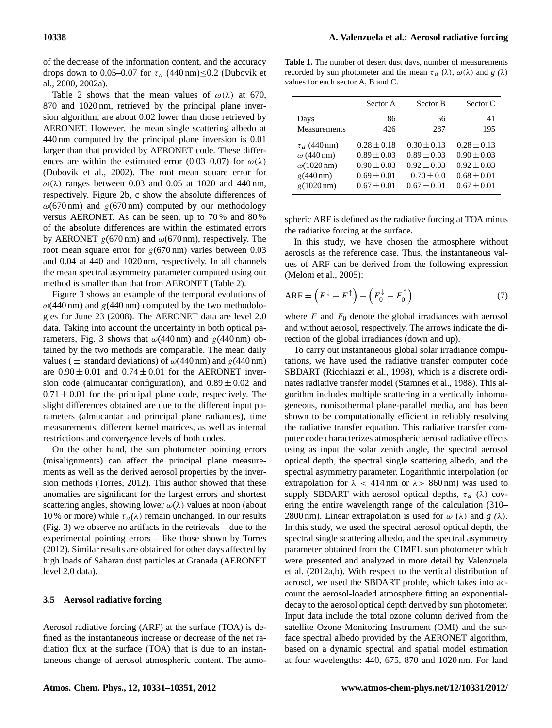of the decrease of the information content, and the accuracy drops down to 0.05–0.07 for $\tau_a$ (440 nm)≤0.2 (Dubovik et al., 2000, 2002a).

Table 2 shows that the mean values of $\omega(\lambda)$ at 670, 870 and 1020 nm, retrieved by the principal plane inversion algorithm, are about 0.02 lower than those retrieved by AERONET. However, the mean single scattering albedo at 440 nm computed by the principal plane inversion is 0.01 larger than that provided by AERONET code. These differences are within the estimated error (0.03–0.07) for $\omega(\lambda)$ (Dubovik et al., 2002). The root mean square error for $\omega(\lambda)$ ranges between 0.03 and 0.05 at 1020 and 440 nm, respectively. Figure 2b, c show the absolute differences of $\omega$(670 nm) and $g$(670 nm) computed by our methodology versus AERONET. As can be seen, up to 70 % and 80 % of the absolute differences are within the estimated errors by AERONET $g$(670 nm) and $\omega$(670 nm), respectively. The root mean square error for $g$(670 nm) varies between 0.03 and 0.04 at 440 and 1020 nm, respectively. In all channels the mean spectral asymmetry parameter computed using our method is smaller than that from AERONET (Table 2).

Figure 3 shows an example of the temporal evolutions of $\omega$(440 nm) and $g$(440 nm) computed by the two methodologies for June 23 (2008). The AERONET data are level 2.0 data. Taking into account the uncertainty in both optical parameters, Fig. 3 shows that $\omega$(440 nm) and $g$(440 nm) obtained by the two methods are comparable. The mean daily values ( $\pm$ standard deviations) of $\omega$(440 nm) and $g$(440 nm) are $0.90 \pm 0.01$ and $0.74 \pm 0.01$ for the AERONET inversion code (almucantar configuration), and $0.89 \pm 0.02$ and $0.71 \pm 0.01$ for the principal plane code, respectively. The slight differences obtained are due to the different input parameters (almucantar and principal plane radiances), time measurements, different kernel matrices, as well as internal restrictions and convergence levels of both codes.

On the other hand, the sun photometer pointing errors (misalignments) can affect the principal plane measurements as well as the derived aerosol properties by the inversion methods (Torres, 2012). This author showed that these anomalies are significant for the largest errors and shortest scattering angles, showing lower $\omega(\lambda)$ values at noon (about 10 % or more) while $\tau_a(\lambda)$ remain unchanged. In our results (Fig. 3) we observe no artifacts in the retrievals – due to the experimental pointing errors – like those shown by Torres (2012). Similar results are obtained for other days affected by high loads of Saharan dust particles at Granada (AERONET level 2.0 data).

### 3.5 Aerosol radiative forcing

Aerosol radiative forcing (ARF) at the surface (TOA) is defined as the instantaneous increase or decrease of the net radiation flux at the surface (TOA) that is due to an instantaneous change of aerosol atmospheric content. The atmospheric ARF is defined as the radiative forcing at TOA minus the radiative forcing at the surface.

**Table 1.** The number of desert dust days, number of measurements recorded by sun photometer and the mean $\tau_a$ ($\lambda$), $\omega(\lambda)$ and $g$ ($\lambda$) values for each sector A, B and C.

| | Sector A | Sector B | Sector C |
|---|---|---|---|
| Days | 86 | 56 | 41 |
| Measurements | 426 | 287 | 195 |
| $\tau_a$ (440 nm) | $0.28 \pm 0.18$ | $0.30 \pm 0.13$ | $0.28 \pm 0.13$ |
| $\omega$ (440 nm) | $0.89 \pm 0.03$ | $0.89 \pm 0.03$ | $0.90 \pm 0.03$ |
| $\omega$(1020 nm) | $0.90 \pm 0.03$ | $0.92 \pm 0.03$ | $0.92 \pm 0.03$ |
| $g$(440 nm) | $0.69 \pm 0.01$ | $0.70 \pm 0.0$ | $0.68 \pm 0.01$ |
| $g$(1020 nm) | $0.67 \pm 0.01$ | $0.67 \pm 0.01$ | $0.67 \pm 0.01$ |

In this study, we have chosen the atmosphere without aerosols as the reference case. Thus, the instantaneous values of ARF can be derived from the following expression (Meloni et al., 2005):

$$\mathrm{ARF} = \left(F^{\downarrow} - F^{\uparrow}\right) - \left(F_0^{\downarrow} - F_0^{\uparrow}\right) \tag{7}$$

where $F$ and $F_0$ denote the global irradiances with aerosol and without aerosol, respectively. The arrows indicate the direction of the global irradiances (down and up).

To carry out instantaneous global solar irradiance computations, we have used the radiative transfer computer code SBDART (Ricchiazzi et al., 1998), which is a discrete ordinates radiative transfer model (Stamnes et al., 1988). This algorithm includes multiple scattering in a vertically inhomogeneous, nonisothermal plane-parallel media, and has been shown to be computationally efficient in reliably resolving the radiative transfer equation. This radiative transfer computer code characterizes atmospheric aerosol radiative effects using as input the solar zenith angle, the spectral aerosol optical depth, the spectral single scattering albedo, and the spectral asymmetry parameter. Logarithmic interpolation (or extrapolation for $\lambda < 414$ nm or $\lambda > 860$ nm) was used to supply SBDART with aerosol optical depths, $\tau_a$ ($\lambda$) covering the entire wavelength range of the calculation (310–2800 nm). Linear extrapolation is used for $\omega$ ($\lambda$) and $g$ ($\lambda$). In this study, we used the spectral aerosol optical depth, the spectral single scattering albedo, and the spectral asymmetry parameter obtained from the CIMEL sun photometer which were presented and analyzed in more detail by Valenzuela et al. (2012a,b). With respect to the vertical distribution of aerosol, we used the SBDART profile, which takes into account the aerosol-loaded atmosphere fitting an exponential-decay to the aerosol optical depth derived by sun photometer. Input data include the total ozone column derived from the satellite Ozone Monitoring Instrument (OMI) and the surface spectral albedo provided by the AERONET algorithm, based on a dynamic spectral and spatial model estimation at four wavelengths: 440, 675, 870 and 1020 nm. For land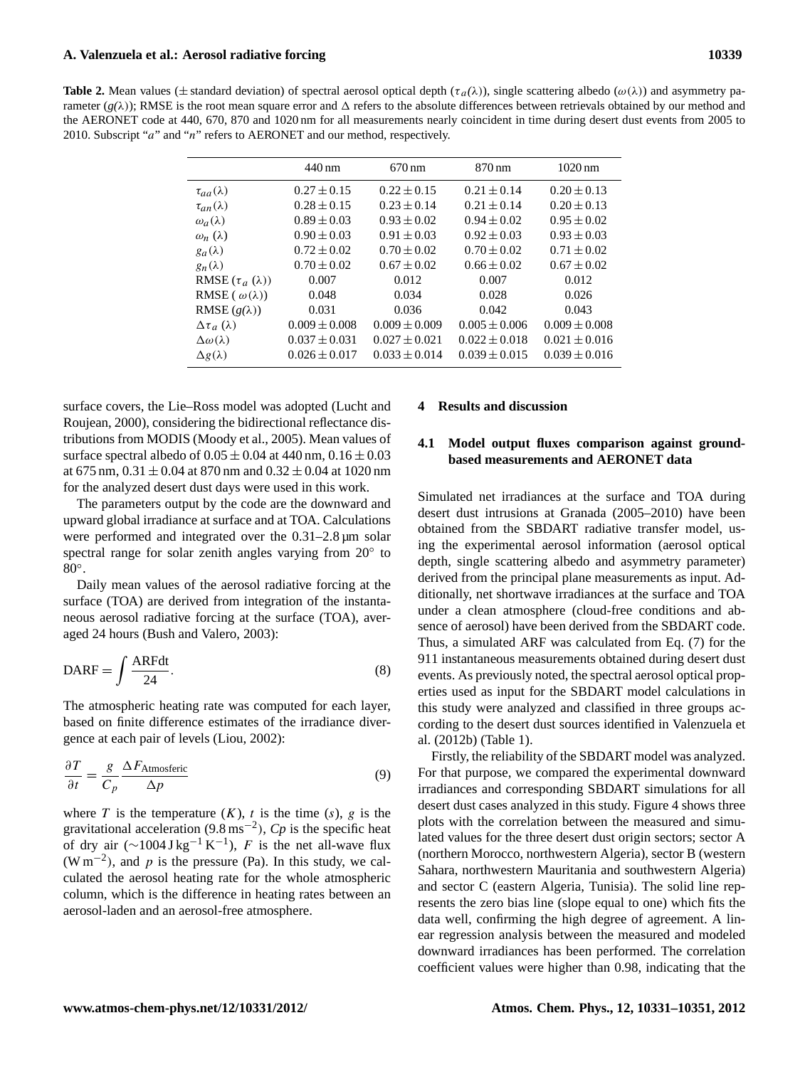**Table 2.** Mean values (± standard deviation) of spectral aerosol optical depth ($\tau_a(\lambda)$), single scattering albedo ($\omega(\lambda)$) and asymmetry parameter ($g(\lambda)$); RMSE is the root mean square error and $\Delta$ refers to the absolute differences between retrievals obtained by our method and the AERONET code at 440, 670, 870 and 1020 nm for all measurements nearly coincident in time during desert dust events from 2005 to 2010. Subscript "$a$" and "$n$" refers to AERONET and our method, respectively.

| | 440 nm | 670 nm | 870 nm | 1020 nm |
|---|---|---|---|---|
| $\tau_{aa}(\lambda)$ | $0.27 \pm 0.15$ | $0.22 \pm 0.15$ | $0.21 \pm 0.14$ | $0.20 \pm 0.13$ |
| $\tau_{an}(\lambda)$ | $0.28 \pm 0.15$ | $0.23 \pm 0.14$ | $0.21 \pm 0.14$ | $0.20 \pm 0.13$ |
| $\omega_a(\lambda)$ | $0.89 \pm 0.03$ | $0.93 \pm 0.02$ | $0.94 \pm 0.02$ | $0.95 \pm 0.02$ |
| $\omega_n(\lambda)$ | $0.90 \pm 0.03$ | $0.91 \pm 0.03$ | $0.92 \pm 0.03$ | $0.93 \pm 0.03$ |
| $g_a(\lambda)$ | $0.72 \pm 0.02$ | $0.70 \pm 0.02$ | $0.70 \pm 0.02$ | $0.71 \pm 0.02$ |
| $g_n(\lambda)$ | $0.70 \pm 0.02$ | $0.67 \pm 0.02$ | $0.66 \pm 0.02$ | $0.67 \pm 0.02$ |
| RMSE ($\tau_a(\lambda)$) | 0.007 | 0.012 | 0.007 | 0.012 |
| RMSE ($\omega(\lambda)$) | 0.048 | 0.034 | 0.028 | 0.026 |
| RMSE ($g(\lambda)$) | 0.031 | 0.036 | 0.042 | 0.043 |
| $\Delta\tau_a(\lambda)$ | $0.009 \pm 0.008$ | $0.009 \pm 0.009$ | $0.005 \pm 0.006$ | $0.009 \pm 0.008$ |
| $\Delta\omega(\lambda)$ | $0.037 \pm 0.031$ | $0.027 \pm 0.021$ | $0.022 \pm 0.018$ | $0.021 \pm 0.016$ |
| $\Delta g(\lambda)$ | $0.026 \pm 0.017$ | $0.033 \pm 0.014$ | $0.039 \pm 0.015$ | $0.039 \pm 0.016$ |

surface covers, the Lie–Ross model was adopted (Lucht and Roujean, 2000), considering the bidirectional reflectance distributions from MODIS (Moody et al., 2005). Mean values of surface spectral albedo of $0.05 \pm 0.04$ at 440 nm, $0.16 \pm 0.03$ at 675 nm, $0.31 \pm 0.04$ at 870 nm and $0.32 \pm 0.04$ at 1020 nm for the analyzed desert dust days were used in this work.

The parameters output by the code are the downward and upward global irradiance at surface and at TOA. Calculations were performed and integrated over the 0.31–2.8 µm solar spectral range for solar zenith angles varying from 20° to 80°.

Daily mean values of the aerosol radiative forcing at the surface (TOA) are derived from integration of the instantaneous aerosol radiative forcing at the surface (TOA), averaged 24 hours (Bush and Valero, 2003):

$$\mathrm{DARF} = \int \frac{\mathrm{ARF}\mathrm{d}t}{24}. \tag{8}$$

The atmospheric heating rate was computed for each layer, based on finite difference estimates of the irradiance divergence at each pair of levels (Liou, 2002):

$$\frac{\partial T}{\partial t} = \frac{g}{C_p}\frac{\Delta F_{\mathrm{Atmosferic}}}{\Delta p} \tag{9}$$

where $T$ is the temperature ($K$), $t$ is the time ($s$), $g$ is the gravitational acceleration (9.8 $\mathrm{m\,s^{-2}}$), $Cp$ is the specific heat of dry air (~1004 $\mathrm{J\,kg^{-1}\,K^{-1}}$), $F$ is the net all-wave flux ($\mathrm{W\,m^{-2}}$), and $p$ is the pressure (Pa). In this study, we calculated the aerosol heating rate for the whole atmospheric column, which is the difference in heating rates between an aerosol-laden and an aerosol-free atmosphere.

## 4 Results and discussion

### 4.1 Model output fluxes comparison against ground-based measurements and AERONET data

Simulated net irradiances at the surface and TOA during desert dust intrusions at Granada (2005–2010) have been obtained from the SBDART radiative transfer model, using the experimental aerosol information (aerosol optical depth, single scattering albedo and asymmetry parameter) derived from the principal plane measurements as input. Additionally, net shortwave irradiances at the surface and TOA under a clean atmosphere (cloud-free conditions and absence of aerosol) have been derived from the SBDART code. Thus, a simulated ARF was calculated from Eq. (7) for the 911 instantaneous measurements obtained during desert dust events. As previously noted, the spectral aerosol optical properties used as input for the SBDART model calculations in this study were analyzed and classified in three groups according to the desert dust sources identified in Valenzuela et al. (2012b) (Table 1).

Firstly, the reliability of the SBDART model was analyzed. For that purpose, we compared the experimental downward irradiances and corresponding SBDART simulations for all desert dust cases analyzed in this study. Figure 4 shows three plots with the correlation between the measured and simulated values for the three desert dust origin sectors; sector A (northern Morocco, northwestern Algeria), sector B (western Sahara, northwestern Mauritania and southwestern Algeria) and sector C (eastern Algeria, Tunisia). The solid line represents the zero bias line (slope equal to one) which fits the data well, confirming the high degree of agreement. A linear regression analysis between the measured and modeled downward irradiances has been performed. The correlation coefficient values were higher than 0.98, indicating that the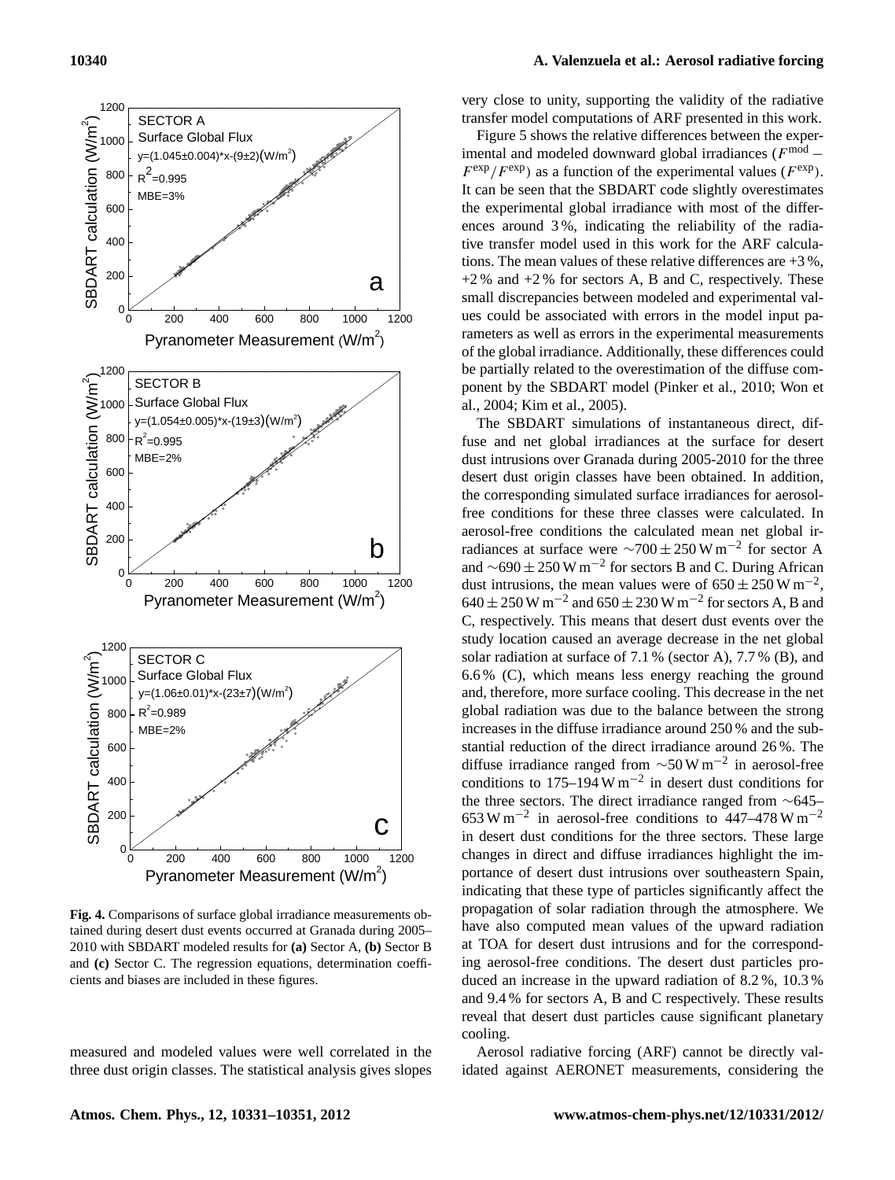Fig. 4. Comparisons of surface global irradiance measurements obtained during desert dust events occurred at Granada during 2005–2010 with SBDART modeled results for **(a)** Sector A, **(b)** Sector B and **(c)** Sector C. The regression equations, determination coefficients and biases are included in these figures.

measured and modeled values were well correlated in the three dust origin classes. The statistical analysis gives slopes very close to unity, supporting the validity of the radiative transfer model computations of ARF presented in this work.

Figure 5 shows the relative differences between the experimental and modeled downward global irradiances ($F^{\text{mod}} - F^{\text{exp}}/F^{\text{exp}}$) as a function of the experimental values ($F^{\text{exp}}$). It can be seen that the SBDART code slightly overestimates the experimental global irradiance with most of the differences around 3 %, indicating the reliability of the radiative transfer model used in this work for the ARF calculations. The mean values of these relative differences are +3 %, +2 % and +2 % for sectors A, B and C, respectively. These small discrepancies between modeled and experimental values could be associated with errors in the model input parameters as well as errors in the experimental measurements of the global irradiance. Additionally, these differences could be partially related to the overestimation of the diffuse component by the SBDART model (Pinker et al., 2010; Won et al., 2004; Kim et al., 2005).

The SBDART simulations of instantaneous direct, diffuse and net global irradiances at the surface for desert dust intrusions over Granada during 2005-2010 for the three desert dust origin classes have been obtained. In addition, the corresponding simulated surface irradiances for aerosol-free conditions for these three classes were calculated. In aerosol-free conditions the calculated mean net global irradiances at surface were $\sim 700 \pm 250\,\text{W m}^{-2}$ for sector A and $\sim 690 \pm 250\,\text{W m}^{-2}$ for sectors B and C. During African dust intrusions, the mean values were of $650 \pm 250\,\text{W m}^{-2}$, $640 \pm 250\,\text{W m}^{-2}$ and $650 \pm 230\,\text{W m}^{-2}$ for sectors A, B and C, respectively. This means that desert dust events over the study location caused an average decrease in the net global solar radiation at surface of 7.1 % (sector A), 7.7 % (B), and 6.6 % (C), which means less energy reaching the ground and, therefore, more surface cooling. This decrease in the net global radiation was due to the balance between the strong increases in the diffuse irradiance around 250 % and the substantial reduction of the direct irradiance around 26 %. The diffuse irradiance ranged from $\sim 50\,\text{W m}^{-2}$ in aerosol-free conditions to 175–194 $\text{W m}^{-2}$ in desert dust conditions for the three sectors. The direct irradiance ranged from ~645–653 $\text{W m}^{-2}$ in aerosol-free conditions to 447–478 $\text{W m}^{-2}$ in desert dust conditions for the three sectors. These large changes in direct and diffuse irradiances highlight the importance of desert dust intrusions over southeastern Spain, indicating that these type of particles significantly affect the propagation of solar radiation through the atmosphere. We have also computed mean values of the upward radiation at TOA for desert dust intrusions and for the corresponding aerosol-free conditions. The desert dust particles produced an increase in the upward radiation of 8.2 %, 10.3 % and 9.4 % for sectors A, B and C respectively. These results reveal that desert dust particles cause significant planetary cooling.

Aerosol radiative forcing (ARF) cannot be directly validated against AERONET measurements, considering the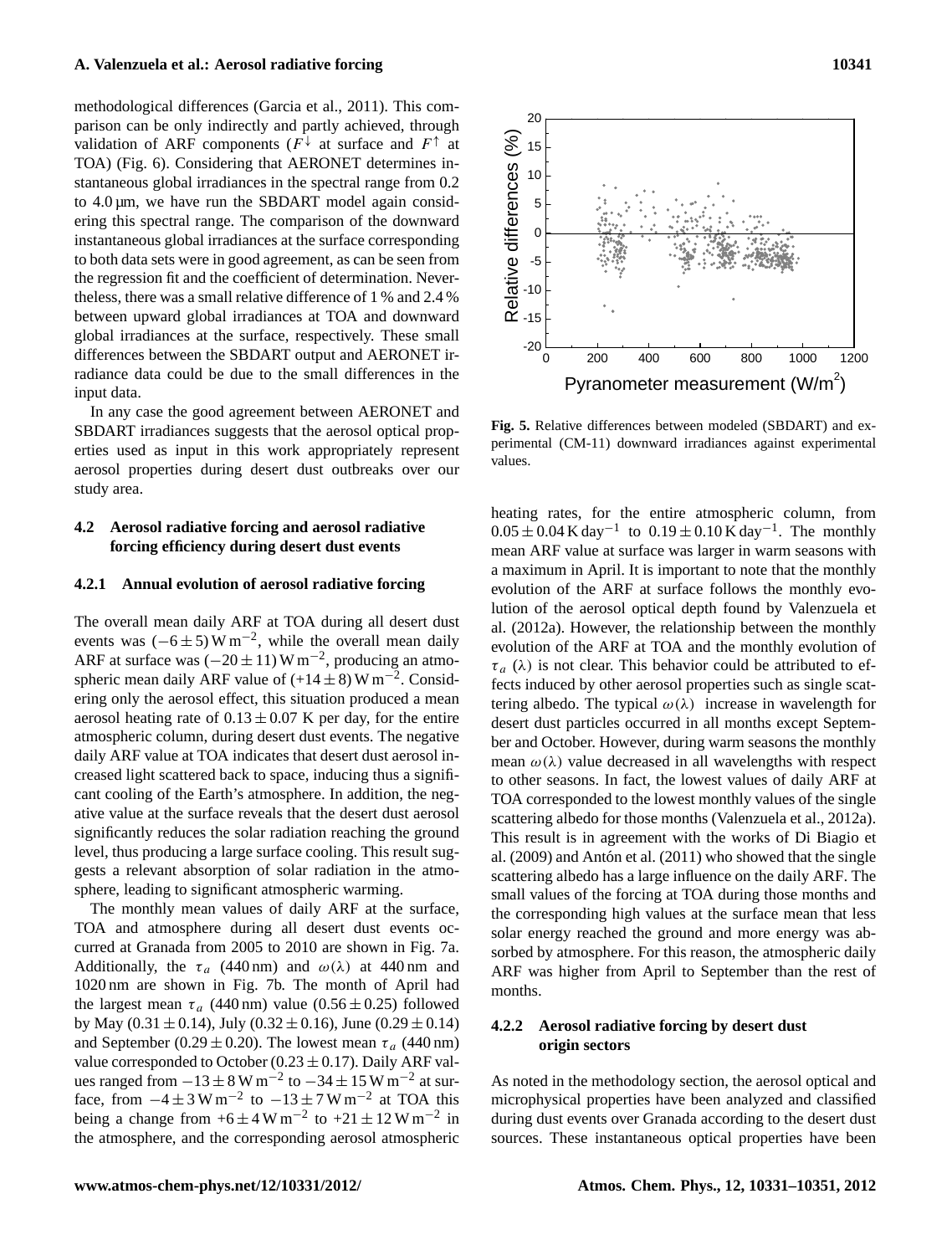methodological differences (Garcia et al., 2011). This comparison can be only indirectly and partly achieved, through validation of ARF components ($F^{\downarrow}$ at surface and $F^{\uparrow}$ at TOA) (Fig. 6). Considering that AERONET determines instantaneous global irradiances in the spectral range from 0.2 to 4.0 µm, we have run the SBDART model again considering this spectral range. The comparison of the downward instantaneous global irradiances at the surface corresponding to both data sets were in good agreement, as can be seen from the regression fit and the coefficient of determination. Nevertheless, there was a small relative difference of 1 % and 2.4 % between upward global irradiances at TOA and downward global irradiances at the surface, respectively. These small differences between the SBDART output and AERONET irradiance data could be due to the small differences in the input data.

In any case the good agreement between AERONET and SBDART irradiances suggests that the aerosol optical properties used as input in this work appropriately represent aerosol properties during desert dust outbreaks over our study area.

### 4.2 Aerosol radiative forcing and aerosol radiative forcing efficiency during desert dust events

#### 4.2.1 Annual evolution of aerosol radiative forcing

The overall mean daily ARF at TOA during all desert dust events was $(-6 \pm 5)\,\mathrm{W\,m^{-2}}$, while the overall mean daily ARF at surface was $(-20 \pm 11)\,\mathrm{W\,m^{-2}}$, producing an atmospheric mean daily ARF value of $(+14 \pm 8)\,\mathrm{W\,m^{-2}}$. Considering only the aerosol effect, this situation produced a mean aerosol heating rate of $0.13 \pm 0.07$ K per day, for the entire atmospheric column, during desert dust events. The negative daily ARF value at TOA indicates that desert dust aerosol increased light scattered back to space, inducing thus a significant cooling of the Earth's atmosphere. In addition, the negative value at the surface reveals that the desert dust aerosol significantly reduces the solar radiation reaching the ground level, thus producing a large surface cooling. This result suggests a relevant absorption of solar radiation in the atmosphere, leading to significant atmospheric warming.

The monthly mean values of daily ARF at the surface, TOA and atmosphere during all desert dust events occurred at Granada from 2005 to 2010 are shown in Fig. 7a. Additionally, the $\tau_a$ (440 nm) and $\omega(\lambda)$ at 440 nm and 1020 nm are shown in Fig. 7b. The month of April had the largest mean $\tau_a$ (440 nm) value ($0.56 \pm 0.25$) followed by May ($0.31 \pm 0.14$), July ($0.32 \pm 0.16$), June ($0.29 \pm 0.14$) and September ($0.29 \pm 0.20$). The lowest mean $\tau_a$ (440 nm) value corresponded to October ($0.23 \pm 0.17$). Daily ARF values ranged from $-13 \pm 8\,\mathrm{W\,m^{-2}}$ to $-34 \pm 15\,\mathrm{W\,m^{-2}}$ at surface, from $-4 \pm 3\,\mathrm{W\,m^{-2}}$ to $-13 \pm 7\,\mathrm{W\,m^{-2}}$ at TOA this being a change from $+6 \pm 4\,\mathrm{W\,m^{-2}}$ to $+21 \pm 12\,\mathrm{W\,m^{-2}}$ in the atmosphere, and the corresponding aerosol atmospheric heating rates, for the entire atmospheric column, from $0.05 \pm 0.04\,\mathrm{K\,day^{-1}}$ to $0.19 \pm 0.10\,\mathrm{K\,day^{-1}}$. The monthly mean ARF value at surface was larger in warm seasons with a maximum in April. It is important to note that the monthly evolution of the ARF at surface follows the monthly evolution of the aerosol optical depth found by Valenzuela et al. (2012a). However, the relationship between the monthly evolution of the ARF at TOA and the monthly evolution of $\tau_a$ ($\lambda$) is not clear. This behavior could be attributed to effects induced by other aerosol properties such as single scattering albedo. The typical $\omega(\lambda)$ increase in wavelength for desert dust particles occurred in all months except September and October. However, during warm seasons the monthly mean $\omega(\lambda)$ value decreased in all wavelengths with respect to other seasons. In fact, the lowest values of daily ARF at TOA corresponded to the lowest monthly values of the single scattering albedo for those months (Valenzuela et al., 2012a). This result is in agreement with the works of Di Biagio et al. (2009) and Antón et al. (2011) who showed that the single scattering albedo has a large influence on the daily ARF. The small values of the forcing at TOA during those months and the corresponding high values at the surface mean that less solar energy reached the ground and more energy was absorbed by atmosphere. For this reason, the atmospheric daily ARF was higher from April to September than the rest of months.

**Fig. 5.** Relative differences between modeled (SBDART) and experimental (CM-11) downward irradiances against experimental values.

#### 4.2.2 Aerosol radiative forcing by desert dust origin sectors

As noted in the methodology section, the aerosol optical and microphysical properties have been analyzed and classified during dust events over Granada according to the desert dust sources. These instantaneous optical properties have been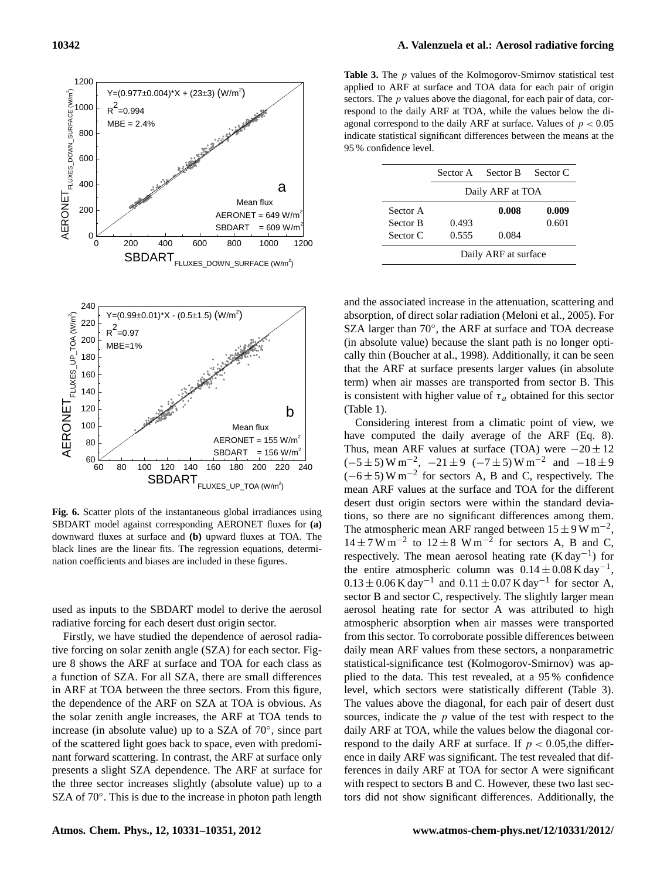**Table 3.** The $p$ values of the Kolmogorov-Smirnov statistical test applied to ARF at surface and TOA data for each pair of origin sectors. The $p$ values above the diagonal, for each pair of data, correspond to the daily ARF at TOA, while the values below the diagonal correspond to the daily ARF at surface. Values of $p < 0.05$ indicate statistical significant differences between the means at the 95 % confidence level.

| | Sector A | Sector B | Sector C |
|---|---|---|---|
| | Daily ARF at TOA | | |
| Sector A | | **0.008** | **0.009** |
| Sector B | 0.493 | | 0.601 |
| Sector C | 0.555 | 0.084 | |
| | Daily ARF at surface | | |

**Fig. 6.** Scatter plots of the instantaneous global irradiances using SBDART model against corresponding AERONET fluxes for **(a)** downward fluxes at surface and **(b)** upward fluxes at TOA. The black lines are the linear fits. The regression equations, determination coefficients and biases are included in these figures.

used as inputs to the SBDART model to derive the aerosol radiative forcing for each desert dust origin sector.

Firstly, we have studied the dependence of aerosol radiative forcing on solar zenith angle (SZA) for each sector. Figure 8 shows the ARF at surface and TOA for each class as a function of SZA. For all SZA, there are small differences in ARF at TOA between the three sectors. From this figure, the dependence of the ARF on SZA at TOA is obvious. As the solar zenith angle increases, the ARF at TOA tends to increase (in absolute value) up to a SZA of 70°, since part of the scattered light goes back to space, even with predominant forward scattering. In contrast, the ARF at surface only presents a slight SZA dependence. The ARF at surface for the three sector increases slightly (absolute value) up to a SZA of 70°. This is due to the increase in photon path length and the associated increase in the attenuation, scattering and absorption, of direct solar radiation (Meloni et al., 2005). For SZA larger than 70°, the ARF at surface and TOA decrease (in absolute value) because the slant path is no longer optically thin (Boucher at al., 1998). Additionally, it can be seen that the ARF at surface presents larger values (in absolute term) when air masses are transported from sector B. This is consistent with higher value of $\tau_a$ obtained for this sector (Table 1).

Considering interest from a climatic point of view, we have computed the daily average of the ARF (Eq. 8). Thus, mean ARF values at surface (TOA) were $-20 \pm 12$ $(-5 \pm 5)\,\mathrm{W\,m^{-2}}$, $-21 \pm 9$ $(-7 \pm 5)\,\mathrm{W\,m^{-2}}$ and $-18 \pm 9$ $(-6 \pm 5)\,\mathrm{W\,m^{-2}}$ for sectors A, B and C, respectively. The mean ARF values at the surface and TOA for the different desert dust origin sectors were within the standard deviations, so there are no significant differences among them. The atmospheric mean ARF ranged between $15 \pm 9\,\mathrm{W\,m^{-2}}$, $14 \pm 7\,\mathrm{W\,m^{-2}}$ to $12 \pm 8\,\mathrm{W\,m^{-2}}$ for sectors A, B and C, respectively. The mean aerosol heating rate ($\mathrm{K\,day^{-1}}$) for the entire atmospheric column was $0.14 \pm 0.08\,\mathrm{K\,day^{-1}}$, $0.13 \pm 0.06\,\mathrm{K\,day^{-1}}$ and $0.11 \pm 0.07\,\mathrm{K\,day^{-1}}$ for sector A, sector B and sector C, respectively. The slightly larger mean aerosol heating rate for sector A was attributed to high atmospheric absorption when air masses were transported from this sector. To corroborate possible differences between daily mean ARF values from these sectors, a nonparametric statistical-significance test (Kolmogorov-Smirnov) was applied to the data. This test revealed, at a 95 % confidence level, which sectors were statistically different (Table 3). The values above the diagonal, for each pair of desert dust sources, indicate the $p$ value of the test with respect to the daily ARF at TOA, while the values below the diagonal correspond to the daily ARF at surface. If $p < 0.05$,the difference in daily ARF was significant. The test revealed that differences in daily ARF at TOA for sector A were significant with respect to sectors B and C. However, these two last sectors did not show significant differences. Additionally, the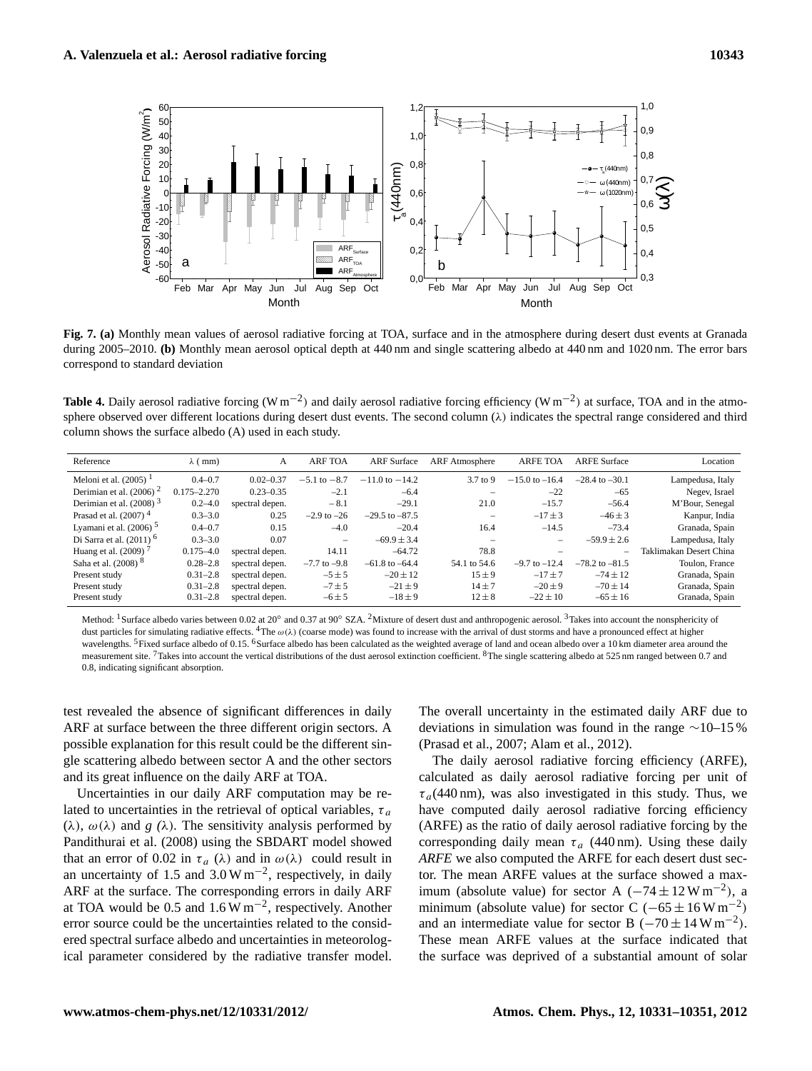**Fig. 7. (a)** Monthly mean values of aerosol radiative forcing at TOA, surface and in the atmosphere during desert dust events at Granada during 2005–2010. **(b)** Monthly mean aerosol optical depth at 440 nm and single scattering albedo at 440 nm and 1020 nm. The error bars correspond to standard deviation

**Table 4.** Daily aerosol radiative forcing ($W m^{-2}$) and daily aerosol radiative forcing efficiency ($W m^{-2}$) at surface, TOA and in the atmosphere observed over different locations during desert dust events. The second column ($\lambda$) indicates the spectral range considered and third column shows the surface albedo (A) used in each study.

| Reference | $\lambda$ ( mm) | A | ARF TOA | ARF Surface | ARF Atmosphere | ARFE TOA | ARFE Surface | Location |
|---|---|---|---|---|---|---|---|---|
| Meloni et al. (2005) [1] | 0.4–0.7 | 0.02–0.37 | −5.1 to −8.7 | −11.0 to −14.2 | 3.7 to 9 | −15.0 to −16.4 | –28.4 to –30.1 | Lampedusa, Italy |
| Derimian et al. (2006) [2] | 0.175–2.270 | 0.23–0.35 | –2.1 | –6.4 | – | –22 | –65 | Negev, Israel |
| Derimian et al. (2008) [3] | 0.2–4.0 | spectral depen. | − 8.1 | –29.1 | 21.0 | –15.7 | –56.4 | M'Bour, Senegal |
| Prasad et al. (2007) [4] | 0.3–3.0 | 0.25 | –2.9 to –26 | –29.5 to –87.5 | – | $-17 \pm 3$ | $-46 \pm 3$ | Kanpur, India |
| Lyamani et al. (2006) [5] | 0.4–0.7 | 0.15 | –4.0 | –20.4 | 16.4 | –14.5 | –73.4 | Granada, Spain |
| Di Sarra et al. (2011) [6] | 0.3–3.0 | 0.07 | – | $-69.9 \pm 3.4$ | – | – | $-59.9 \pm 2.6$ | Lampedusa, Italy |
| Huang et al. (2009) [7] | 0.175–4.0 | spectral depen. | 14.11 | –64.72 | 78.8 | – | – | Taklimakan Desert China |
| Saha et al. (2008) [8] | 0.28–2.8 | spectral depen. | –7.7 to –9.8 | –61.8 to –64.4 | 54.1 to 54.6 | –9.7 to –12.4 | –78.2 to –81.5 | Toulon, France |
| Present study | 0.31–2.8 | spectral depen. | $-5 \pm 5$ | $-20 \pm 12$ | $15 \pm 9$ | $-17 \pm 7$ | $-74 \pm 12$ | Granada, Spain |
| Present study | 0.31–2.8 | spectral depen. | $-7 \pm 5$ | $-21 \pm 9$ | $14 \pm 7$ | $-20 \pm 9$ | $-70 \pm 14$ | Granada, Spain |
| Present study | 0.31–2.8 | spectral depen. | $-6 \pm 5$ | $-18 \pm 9$ | $12 \pm 8$ | $-22 \pm 10$ | $-65 \pm 16$ | Granada, Spain |

Method: [1] Surface albedo varies between 0.02 at 20° and 0.37 at 90° SZA. [2] Mixture of desert dust and anthropogenic aerosol. [3] Takes into account the nonsphericity of dust particles for simulating radiative effects. [4] The $\omega(\lambda)$ (coarse mode) was found to increase with the arrival of dust storms and have a pronounced effect at higher wavelengths. [5] Fixed surface albedo of 0.15. [6] Surface albedo has been calculated as the weighted average of land and ocean albedo over a 10 km diameter area around the measurement site. [7] Takes into account the vertical distributions of the dust aerosol extinction coefficient. [8] The single scattering albedo at 525 nm ranged between 0.7 and 0.8, indicating significant absorption.

test revealed the absence of significant differences in daily ARF at surface between the three different origin sectors. A possible explanation for this result could be the different single scattering albedo between sector A and the other sectors and its great influence on the daily ARF at TOA.

Uncertainties in our daily ARF computation may be related to uncertainties in the retrieval of optical variables, $\tau_a$ ($\lambda$), $\omega(\lambda)$ and *g* ($\lambda$). The sensitivity analysis performed by Pandithurai et al. (2008) using the SBDART model showed that an error of 0.02 in $\tau_a$ ($\lambda$) and in $\omega(\lambda)$ could result in an uncertainty of 1.5 and $3.0 W m^{-2}$, respectively, in daily ARF at the surface. The corresponding errors in daily ARF at TOA would be 0.5 and $1.6 W m^{-2}$, respectively. Another error source could be the uncertainties related to the considered spectral surface albedo and uncertainties in meteorological parameter considered by the radiative transfer model. The overall uncertainty in the estimated daily ARF due to deviations in simulation was found in the range ∼10–15 % (Prasad et al., 2007; Alam et al., 2012).

The daily aerosol radiative forcing efficiency (ARFE), calculated as daily aerosol radiative forcing per unit of $\tau_a$(440 nm), was also investigated in this study. Thus, we have computed daily aerosol radiative forcing efficiency (ARFE) as the ratio of daily aerosol radiative forcing by the corresponding daily mean $\tau_a$ (440 nm). Using these daily *ARFE* we also computed the ARFE for each desert dust sector. The mean ARFE values at the surface showed a maximum (absolute value) for sector A ($-74 \pm 12 W m^{-2}$), a minimum (absolute value) for sector C ($-65 \pm 16 W m^{-2}$) and an intermediate value for sector B ($-70 \pm 14 W m^{-2}$). These mean ARFE values at the surface indicated that the surface was deprived of a substantial amount of solar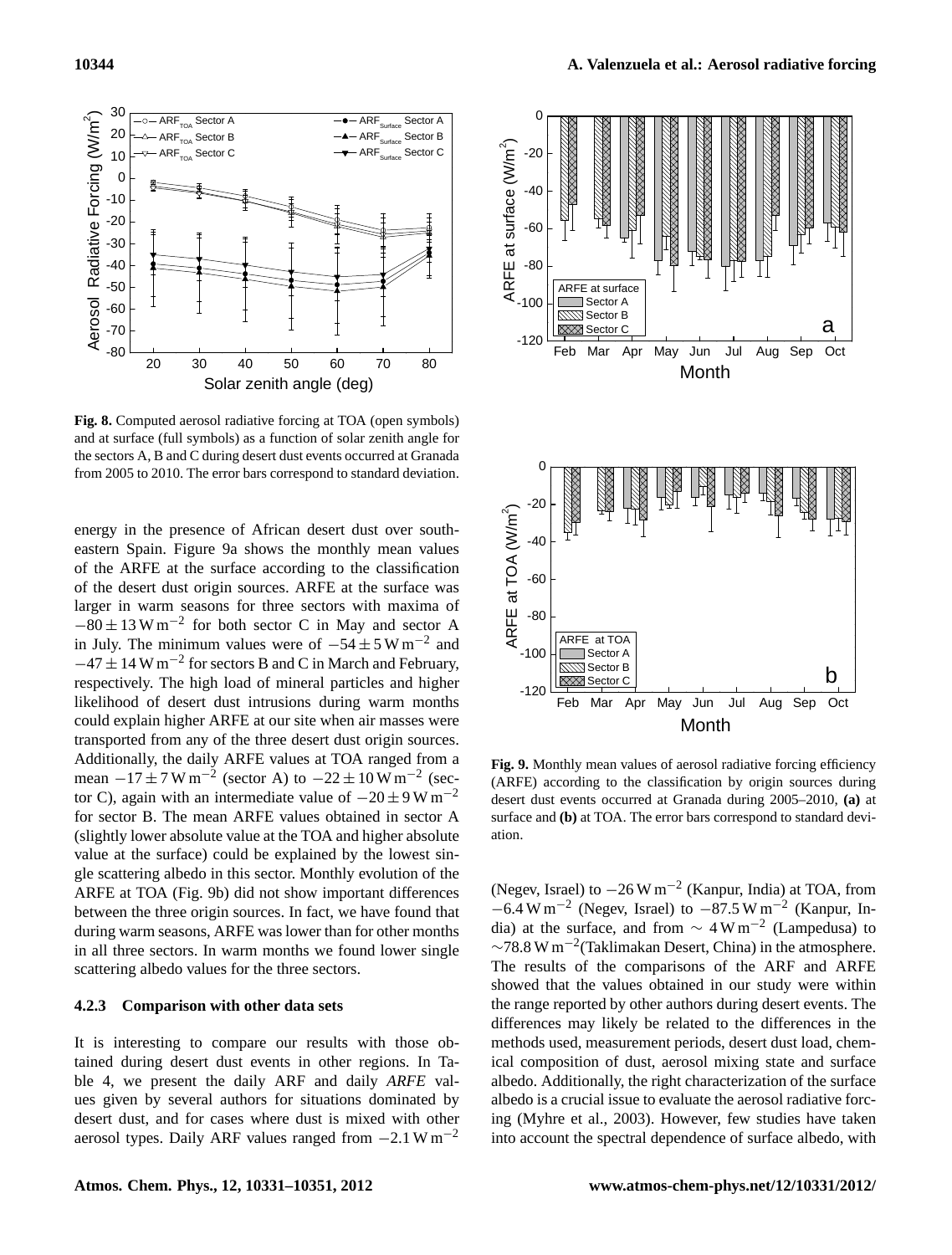**Fig. 8.** Computed aerosol radiative forcing at TOA (open symbols) and at surface (full symbols) as a function of solar zenith angle for the sectors A, B and C during desert dust events occurred at Granada from 2005 to 2010. The error bars correspond to standard deviation.

energy in the presence of African desert dust over south-eastern Spain. Figure 9a shows the monthly mean values of the ARFE at the surface according to the classification of the desert dust origin sources. ARFE at the surface was larger in warm seasons for three sectors with maxima of $-80 \pm 13\,\mathrm{W\,m^{-2}}$ for both sector C in May and sector A in July. The minimum values were of $-54 \pm 5\,\mathrm{W\,m^{-2}}$ and $-47 \pm 14\,\mathrm{W\,m^{-2}}$ for sectors B and C in March and February, respectively. The high load of mineral particles and higher likelihood of desert dust intrusions during warm months could explain higher ARFE at our site when air masses were transported from any of the three desert dust origin sources. Additionally, the daily ARFE values at TOA ranged from a mean $-17 \pm 7\,\mathrm{W\,m^{-2}}$ (sector A) to $-22 \pm 10\,\mathrm{W\,m^{-2}}$ (sector C), again with an intermediate value of $-20 \pm 9\,\mathrm{W\,m^{-2}}$ for sector B. The mean ARFE values obtained in sector A (slightly lower absolute value at the TOA and higher absolute value at the surface) could be explained by the lowest single scattering albedo in this sector. Monthly evolution of the ARFE at TOA (Fig. 9b) did not show important differences between the three origin sources. In fact, we have found that during warm seasons, ARFE was lower than for other months in all three sectors. In warm months we found lower single scattering albedo values for the three sectors.

#### 4.2.3 Comparison with other data sets

It is interesting to compare our results with those obtained during desert dust events in other regions. In Table 4, we present the daily ARF and daily *ARFE* values given by several authors for situations dominated by desert dust, and for cases where dust is mixed with other aerosol types. Daily ARF values ranged from $-2.1\,\mathrm{W\,m^{-2}}$ (Negev, Israel) to $-26\,\mathrm{W\,m^{-2}}$ (Kanpur, India) at TOA, from $-6.4\,\mathrm{W\,m^{-2}}$ (Negev, Israel) to $-87.5\,\mathrm{W\,m^{-2}}$ (Kanpur, India) at the surface, and from $\sim 4\,\mathrm{W\,m^{-2}}$ (Lampedusa) to $\sim 78.8\,\mathrm{W\,m^{-2}}$(Taklimakan Desert, China) in the atmosphere. The results of the comparisons of the ARF and ARFE showed that the values obtained in our study were within the range reported by other authors during desert events. The differences may likely be related to the differences in the methods used, measurement periods, desert dust load, chemical composition of dust, aerosol mixing state and surface albedo. Additionally, the right characterization of the surface albedo is a crucial issue to evaluate the aerosol radiative forcing (Myhre et al., 2003). However, few studies have taken into account the spectral dependence of surface albedo, with

**Fig. 9.** Monthly mean values of aerosol radiative forcing efficiency (ARFE) according to the classification by origin sources during desert dust events occurred at Granada during 2005–2010, **(a)** at surface and **(b)** at TOA. The error bars correspond to standard deviation.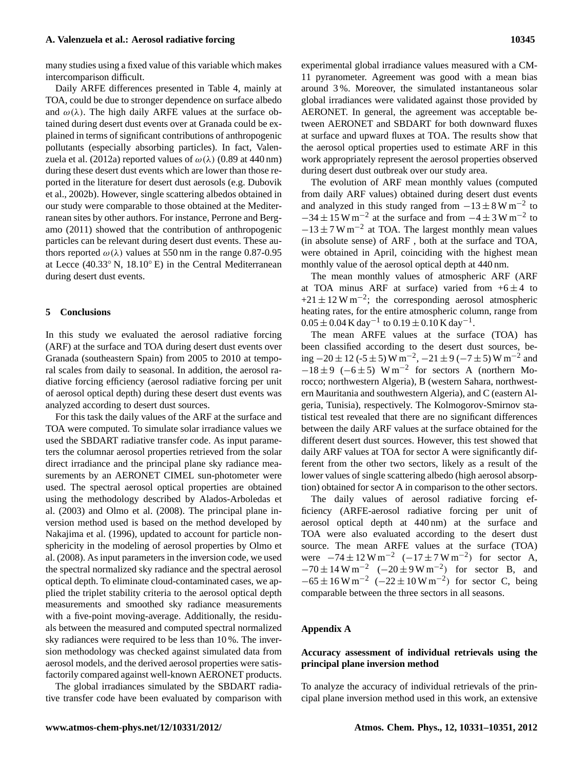many studies using a fixed value of this variable which makes intercomparison difficult.

Daily ARFE differences presented in Table 4, mainly at TOA, could be due to stronger dependence on surface albedo and $\omega(\lambda)$. The high daily ARFE values at the surface obtained during desert dust events over at Granada could be explained in terms of significant contributions of anthropogenic pollutants (especially absorbing particles). In fact, Valenzuela et al. (2012a) reported values of $\omega(\lambda)$ (0.89 at 440 nm) during these desert dust events which are lower than those reported in the literature for desert dust aerosols (e.g. Dubovik et al., 2002b). However, single scattering albedos obtained in our study were comparable to those obtained at the Mediterranean sites by other authors. For instance, Perrone and Bergamo (2011) showed that the contribution of anthropogenic particles can be relevant during desert dust events. These authors reported $\omega(\lambda)$ values at 550 nm in the range 0.87-0.95 at Lecce (40.33° N, 18.10° E) in the Central Mediterranean during desert dust events.

## 5 Conclusions

In this study we evaluated the aerosol radiative forcing (ARF) at the surface and TOA during desert dust events over Granada (southeastern Spain) from 2005 to 2010 at temporal scales from daily to seasonal. In addition, the aerosol radiative forcing efficiency (aerosol radiative forcing per unit of aerosol optical depth) during these desert dust events was analyzed according to desert dust sources.

For this task the daily values of the ARF at the surface and TOA were computed. To simulate solar irradiance values we used the SBDART radiative transfer code. As input parameters the columnar aerosol properties retrieved from the solar direct irradiance and the principal plane sky radiance measurements by an AERONET CIMEL sun-photometer were used. The spectral aerosol optical properties are obtained using the methodology described by Alados-Arboledas et al. (2003) and Olmo et al. (2008). The principal plane inversion method used is based on the method developed by Nakajima et al. (1996), updated to account for particle nonsphericity in the modeling of aerosol properties by Olmo et al. (2008). As input parameters in the inversion code, we used the spectral normalized sky radiance and the spectral aerosol optical depth. To eliminate cloud-contaminated cases, we applied the triplet stability criteria to the aerosol optical depth measurements and smoothed sky radiance measurements with a five-point moving-average. Additionally, the residuals between the measured and computed spectral normalized sky radiances were required to be less than 10 %. The inversion methodology was checked against simulated data from aerosol models, and the derived aerosol properties were satisfactorily compared against well-known AERONET products.

The global irradiances simulated by the SBDART radiative transfer code have been evaluated by comparison with experimental global irradiance values measured with a CM-11 pyranometer. Agreement was good with a mean bias around 3 %. Moreover, the simulated instantaneous solar global irradiances were validated against those provided by AERONET. In general, the agreement was acceptable between AERONET and SBDART for both downward fluxes at surface and upward fluxes at TOA. The results show that the aerosol optical properties used to estimate ARF in this work appropriately represent the aerosol properties observed during desert dust outbreak over our study area.

The evolution of ARF mean monthly values (computed from daily ARF values) obtained during desert dust events and analyzed in this study ranged from $-13 \pm 8\,\mathrm{W\,m^{-2}}$ to $-34 \pm 15\,\mathrm{W\,m^{-2}}$ at the surface and from $-4 \pm 3\,\mathrm{W\,m^{-2}}$ to $-13 \pm 7\,\mathrm{W\,m^{-2}}$ at TOA. The largest monthly mean values (in absolute sense) of ARF , both at the surface and TOA, were obtained in April, coinciding with the highest mean monthly value of the aerosol optical depth at 440 nm.

The mean monthly values of atmospheric ARF (ARF at TOA minus ARF at surface) varied from $+6 \pm 4$ to $+21 \pm 12\,\mathrm{W\,m^{-2}}$; the corresponding aerosol atmospheric heating rates, for the entire atmospheric column, range from $0.05 \pm 0.04\,\mathrm{K\,day^{-1}}$ to $0.19 \pm 0.10\,\mathrm{K\,day^{-1}}$.

The mean ARFE values at the surface (TOA) has been classified according to the desert dust sources, being $-20 \pm 12$ ($-5 \pm 5$) $\mathrm{W\,m^{-2}}$, $-21 \pm 9$ ($-7 \pm 5$) $\mathrm{W\,m^{-2}}$ and $-18 \pm 9$ ($-6 \pm 5$) $\mathrm{W\,m^{-2}}$ for sectors A (northern Morocco; northwestern Algeria), B (western Sahara, northwestern Mauritania and southwestern Algeria), and C (eastern Algeria, Tunisia), respectively. The Kolmogorov-Smirnov statistical test revealed that there are no significant differences between the daily ARF values at the surface obtained for the different desert dust sources. However, this test showed that daily ARF values at TOA for sector A were significantly different from the other two sectors, likely as a result of the lower values of single scattering albedo (high aerosol absorption) obtained for sector A in comparison to the other sectors.

The daily values of aerosol radiative forcing efficiency (ARFE-aerosol radiative forcing per unit of aerosol optical depth at 440 nm) at the surface and TOA were also evaluated according to the desert dust source. The mean ARFE values at the surface (TOA) were $-74 \pm 12\,\mathrm{W\,m^{-2}}$ ($-17 \pm 7\,\mathrm{W\,m^{-2}}$) for sector A, $-70 \pm 14\,\mathrm{W\,m^{-2}}$ ($-20 \pm 9\,\mathrm{W\,m^{-2}}$) for sector B, and $-65 \pm 16\,\mathrm{W\,m^{-2}}$ ($-22 \pm 10\,\mathrm{W\,m^{-2}}$) for sector C, being comparable between the three sectors in all seasons.

## Appendix A

### Accuracy assessment of individual retrievals using the principal plane inversion method

To analyze the accuracy of individual retrievals of the principal plane inversion method used in this work, an extensive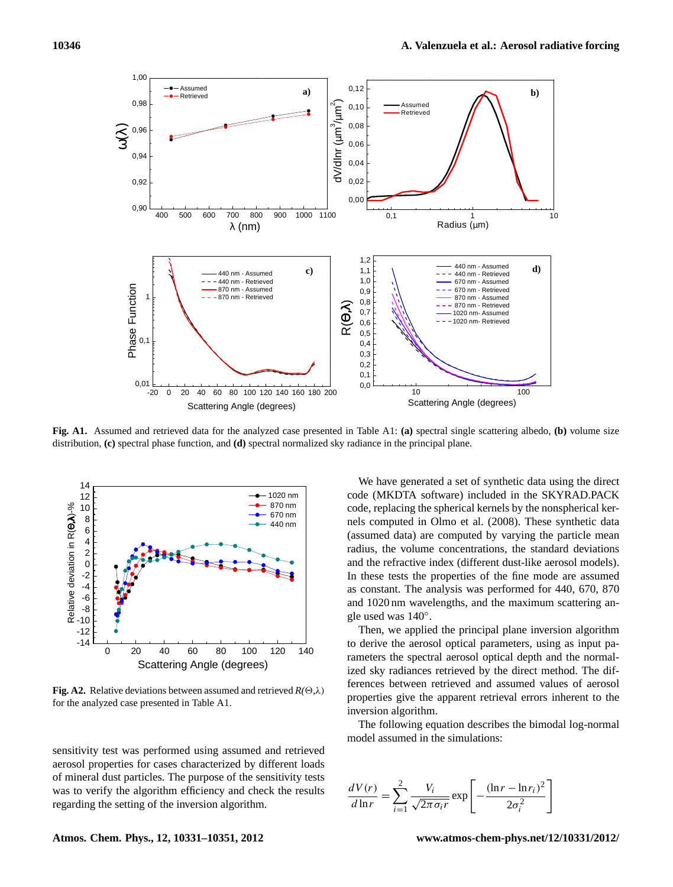Fig. A1. Assumed and retrieved data for the analyzed case presented in Table A1: **(a)** spectral single scattering albedo, **(b)** volume size distribution, **(c)** spectral phase function, and **(d)** spectral normalized sky radiance in the principal plane.

Fig. A2. Relative deviations between assumed and retrieved $R(\Theta,\lambda)$ for the analyzed case presented in Table A1.

sensitivity test was performed using assumed and retrieved aerosol properties for cases characterized by different loads of mineral dust particles. The purpose of the sensitivity tests was to verify the algorithm efficiency and check the results regarding the setting of the inversion algorithm.

We have generated a set of synthetic data using the direct code (MKDTA software) included in the SKYRAD.PACK code, replacing the spherical kernels by the nonspherical kernels computed in Olmo et al. (2008). These synthetic data (assumed data) are computed by varying the particle mean radius, the volume concentrations, the standard deviations and the refractive index (different dust-like aerosol models). In these tests the properties of the fine mode are assumed as constant. The analysis was performed for 440, 670, 870 and 1020 nm wavelengths, and the maximum scattering angle used was 140°.

Then, we applied the principal plane inversion algorithm to derive the aerosol optical parameters, using as input parameters the spectral aerosol optical depth and the normalized sky radiances retrieved by the direct method. The differences between retrieved and assumed values of aerosol properties give the apparent retrieval errors inherent to the inversion algorithm.

The following equation describes the bimodal log-normal model assumed in the simulations:

$$\frac{dV(r)}{d\ln r} = \sum_{i=1}^{2} \frac{V_i}{\sqrt{2\pi}\sigma_i r} \exp\left[-\frac{(\ln r - \ln r_i)^2}{2\sigma_i^2}\right]$$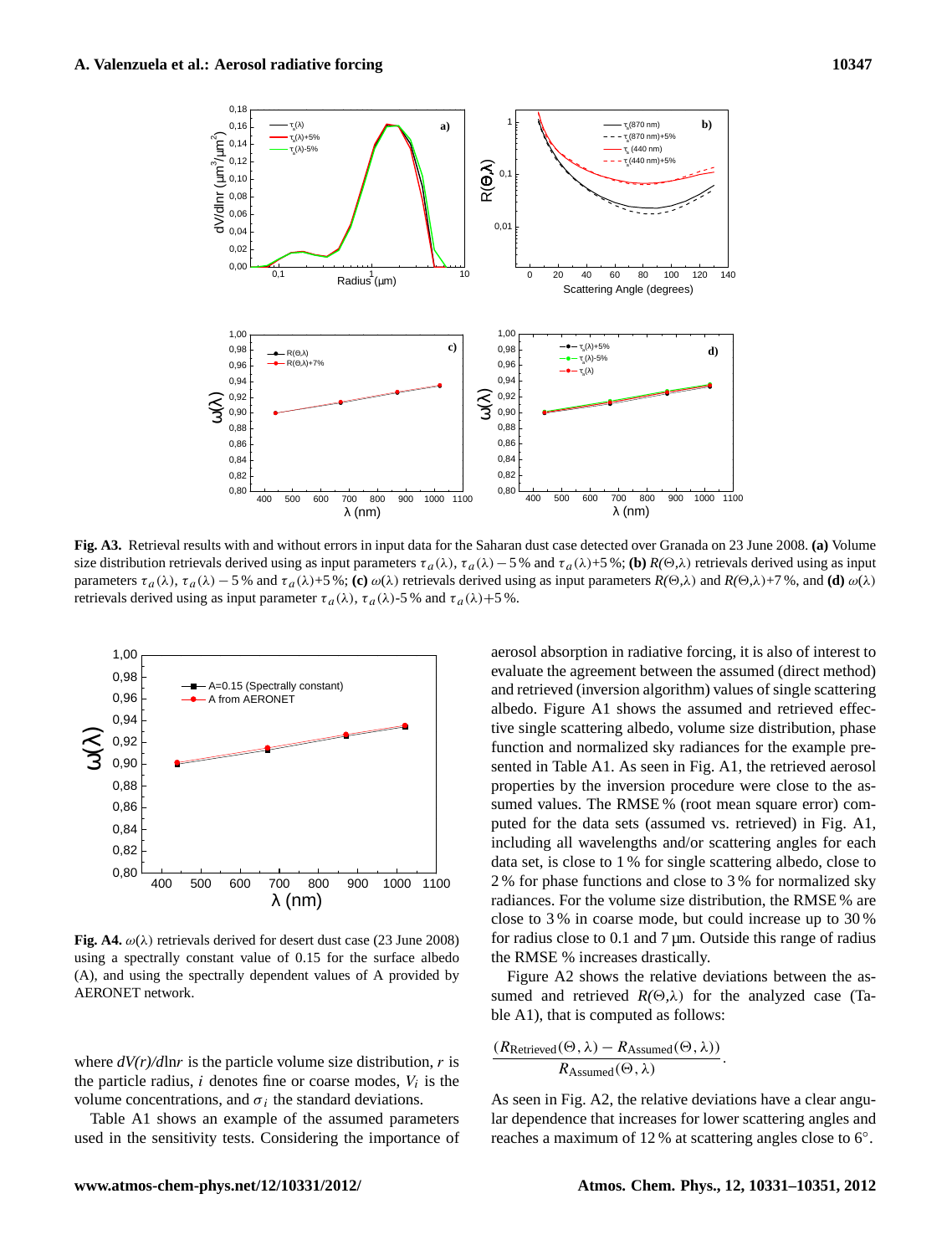**Fig. A3.** Retrieval results with and without errors in input data for the Saharan dust case detected over Granada on 23 June 2008. **(a)** Volume size distribution retrievals derived using as input parameters $\tau_a(\lambda)$, $\tau_a(\lambda)-5\,\%$ and $\tau_a(\lambda)+5\,\%$; **(b)** $R(\Theta,\lambda)$ retrievals derived using as input parameters $\tau_a(\lambda)$, $\tau_a(\lambda)-5\,\%$ and $\tau_a(\lambda)+5\,\%$; **(c)** $\omega(\lambda)$ retrievals derived using as input parameters $R(\Theta,\lambda)$ and $R(\Theta,\lambda)+7\,\%$, and **(d)** $\omega(\lambda)$ retrievals derived using as input parameter $\tau_a(\lambda)$, $\tau_a(\lambda)$-5 % and $\tau_a(\lambda)+5\,\%$.

**Fig. A4.** $\omega(\lambda)$ retrievals derived for desert dust case (23 June 2008) using a spectrally constant value of 0.15 for the surface albedo (A), and using the spectrally dependent values of A provided by AERONET network.

where $dV(r)/d\ln r$ is the particle volume size distribution, $r$ is the particle radius, $i$ denotes fine or coarse modes, $V_i$ is the volume concentrations, and $\sigma_i$ the standard deviations.

Table A1 shows an example of the assumed parameters used in the sensitivity tests. Considering the importance of aerosol absorption in radiative forcing, it is also of interest to evaluate the agreement between the assumed (direct method) and retrieved (inversion algorithm) values of single scattering albedo. Figure A1 shows the assumed and retrieved effective single scattering albedo, volume size distribution, phase function and normalized sky radiances for the example presented in Table A1. As seen in Fig. A1, the retrieved aerosol properties by the inversion procedure were close to the assumed values. The RMSE % (root mean square error) computed for the data sets (assumed vs. retrieved) in Fig. A1, including all wavelengths and/or scattering angles for each data set, is close to 1 % for single scattering albedo, close to 2 % for phase functions and close to 3 % for normalized sky radiances. For the volume size distribution, the RMSE % are close to 3 % in coarse mode, but could increase up to 30 % for radius close to 0.1 and 7 µm. Outside this range of radius the RMSE % increases drastically.

Figure A2 shows the relative deviations between the assumed and retrieved $R(\Theta,\lambda)$ for the analyzed case (Table A1), that is computed as follows:

$$\frac{(R_{\text{Retrieved}}(\Theta,\lambda) - R_{\text{Assumed}}(\Theta,\lambda))}{R_{\text{Assumed}}(\Theta,\lambda)}.$$

As seen in Fig. A2, the relative deviations have a clear angular dependence that increases for lower scattering angles and reaches a maximum of 12 % at scattering angles close to 6°.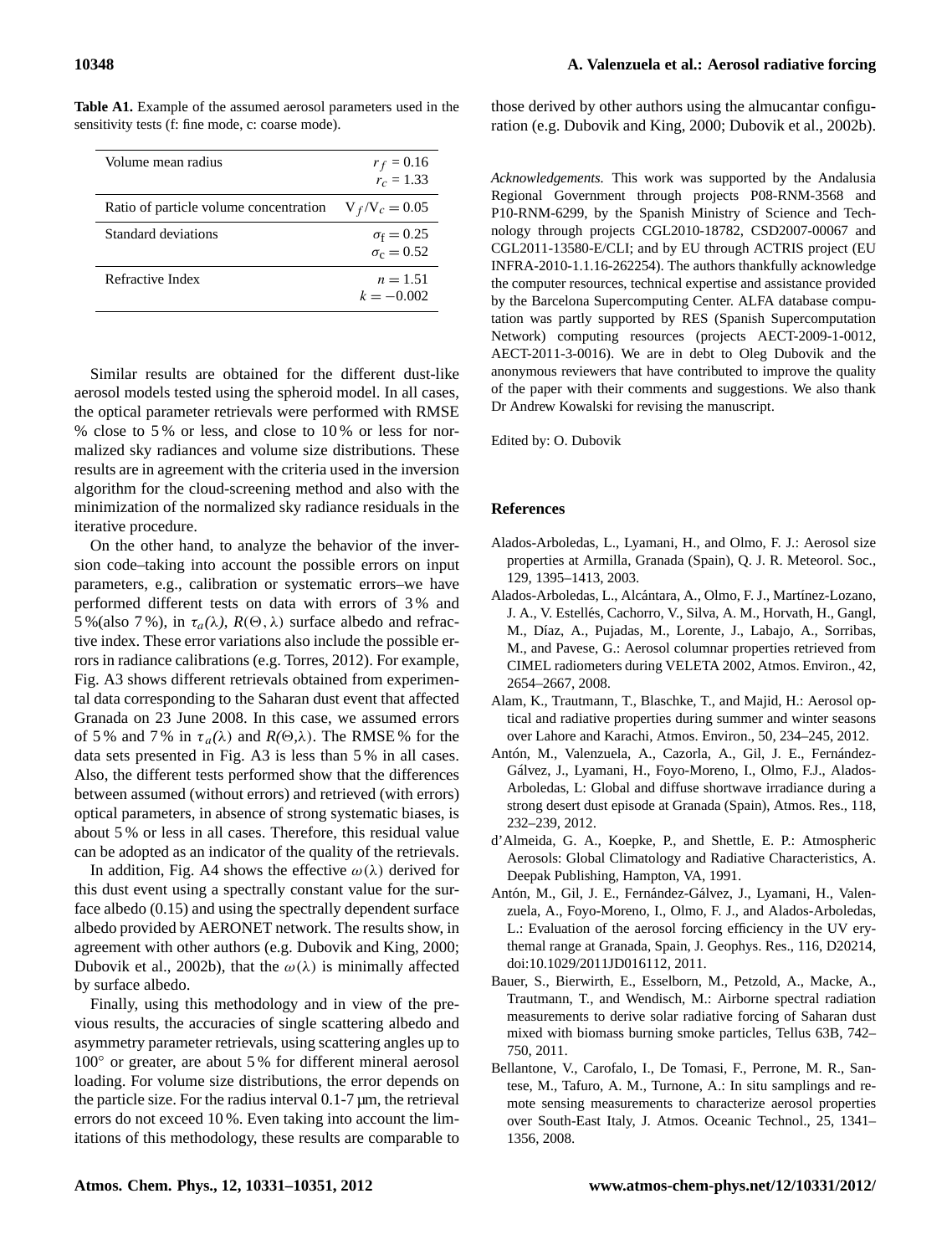**Table A1.** Example of the assumed aerosol parameters used in the sensitivity tests (f: fine mode, c: coarse mode).

| | |
|---|---|
| Volume mean radius | $r_f = 0.16$ <br> $r_c = 1.33$ |
| Ratio of particle volume concentration | $V_f/V_c = 0.05$ |
| Standard deviations | $\sigma_f = 0.25$ <br> $\sigma_c = 0.52$ |
| Refractive Index | $n = 1.51$ <br> $k = -0.002$ |

Similar results are obtained for the different dust-like aerosol models tested using the spheroid model. In all cases, the optical parameter retrievals were performed with RMSE % close to 5 % or less, and close to 10 % or less for normalized sky radiances and volume size distributions. These results are in agreement with the criteria used in the inversion algorithm for the cloud-screening method and also with the minimization of the normalized sky radiance residuals in the iterative procedure.

On the other hand, to analyze the behavior of the inversion code–taking into account the possible errors on input parameters, e.g., calibration or systematic errors–we have performed different tests on data with errors of 3 % and 5 %(also 7 %), in $\tau_a(\lambda)$, $R(\Theta,\lambda)$ surface albedo and refractive index. These error variations also include the possible errors in radiance calibrations (e.g. Torres, 2012). For example, Fig. A3 shows different retrievals obtained from experimental data corresponding to the Saharan dust event that affected Granada on 23 June 2008. In this case, we assumed errors of 5 % and 7 % in $\tau_a(\lambda)$ and $R(\Theta,\lambda)$. The RMSE % for the data sets presented in Fig. A3 is less than 5 % in all cases. Also, the different tests performed show that the differences between assumed (without errors) and retrieved (with errors) optical parameters, in absence of strong systematic biases, is about 5 % or less in all cases. Therefore, this residual value can be adopted as an indicator of the quality of the retrievals.

In addition, Fig. A4 shows the effective $\omega(\lambda)$ derived for this dust event using a spectrally constant value for the surface albedo (0.15) and using the spectrally dependent surface albedo provided by AERONET network. The results show, in agreement with other authors (e.g. Dubovik and King, 2000; Dubovik et al., 2002b), that the $\omega(\lambda)$ is minimally affected by surface albedo.

Finally, using this methodology and in view of the previous results, the accuracies of single scattering albedo and asymmetry parameter retrievals, using scattering angles up to 100° or greater, are about 5 % for different mineral aerosol loading. For volume size distributions, the error depends on the particle size. For the radius interval 0.1-7 µm, the retrieval errors do not exceed 10 %. Even taking into account the limitations of this methodology, these results are comparable to those derived by other authors using the almucantar configuration (e.g. Dubovik and King, 2000; Dubovik et al., 2002b).

*Acknowledgements.* This work was supported by the Andalusia Regional Government through projects P08-RNM-3568 and P10-RNM-6299, by the Spanish Ministry of Science and Technology through projects CGL2010-18782, CSD2007-00067 and CGL2011-13580-E/CLI; and by EU through ACTRIS project (EU INFRA-2010-1.1.16-262254). The authors thankfully acknowledge the computer resources, technical expertise and assistance provided by the Barcelona Supercomputing Center. ALFA database computation was partly supported by RES (Spanish Supercomputation Network) computing resources (projects AECT-2009-1-0012, AECT-2011-3-0016). We are in debt to Oleg Dubovik and the anonymous reviewers that have contributed to improve the quality of the paper with their comments and suggestions. We also thank Dr Andrew Kowalski for revising the manuscript.

Edited by: O. Dubovik

## References

Alados-Arboledas, L., Lyamani, H., and Olmo, F. J.: Aerosol size properties at Armilla, Granada (Spain), Q. J. R. Meteorol. Soc., 129, 1395–1413, 2003.

Alados-Arboledas, L., Alcántara, A., Olmo, F. J., Martínez-Lozano, J. A., V. Estellés, Cachorro, V., Silva, A. M., Horvath, H., Gangl, M., Díaz, A., Pujadas, M., Lorente, J., Labajo, A., Sorribas, M., and Pavese, G.: Aerosol columnar properties retrieved from CIMEL radiometers during VELETA 2002, Atmos. Environ., 42, 2654–2667, 2008.

Alam, K., Trautmann, T., Blaschke, T., and Majid, H.: Aerosol optical and radiative properties during summer and winter seasons over Lahore and Karachi, Atmos. Environ., 50, 234–245, 2012.

Antón, M., Valenzuela, A., Cazorla, A., Gil, J. E., Fernández-Gálvez, J., Lyamani, H., Foyo-Moreno, I., Olmo, F.J., Alados-Arboledas, L: Global and diffuse shortwave irradiance during a strong desert dust episode at Granada (Spain), Atmos. Res., 118, 232–239, 2012.

d'Almeida, G. A., Koepke, P., and Shettle, E. P.: Atmospheric Aerosols: Global Climatology and Radiative Characteristics, A. Deepak Publishing, Hampton, VA, 1991.

Antón, M., Gil, J. E., Fernández-Gálvez, J., Lyamani, H., Valenzuela, A., Foyo-Moreno, I., Olmo, F. J., and Alados-Arboledas, L.: Evaluation of the aerosol forcing efficiency in the UV erythemal range at Granada, Spain, J. Geophys. Res., 116, D20214, doi:10.1029/2011JD016112, 2011.

Bauer, S., Bierwirth, E., Esselborn, M., Petzold, A., Macke, A., Trautmann, T., and Wendisch, M.: Airborne spectral radiation measurements to derive solar radiative forcing of Saharan dust mixed with biomass burning smoke particles, Tellus 63B, 742–750, 2011.

Bellantone, V., Carofalo, I., De Tomasi, F., Perrone, M. R., Santese, M., Tafuro, A. M., Turnone, A.: In situ samplings and remote sensing measurements to characterize aerosol properties over South-East Italy, J. Atmos. Oceanic Technol., 25, 1341–1356, 2008.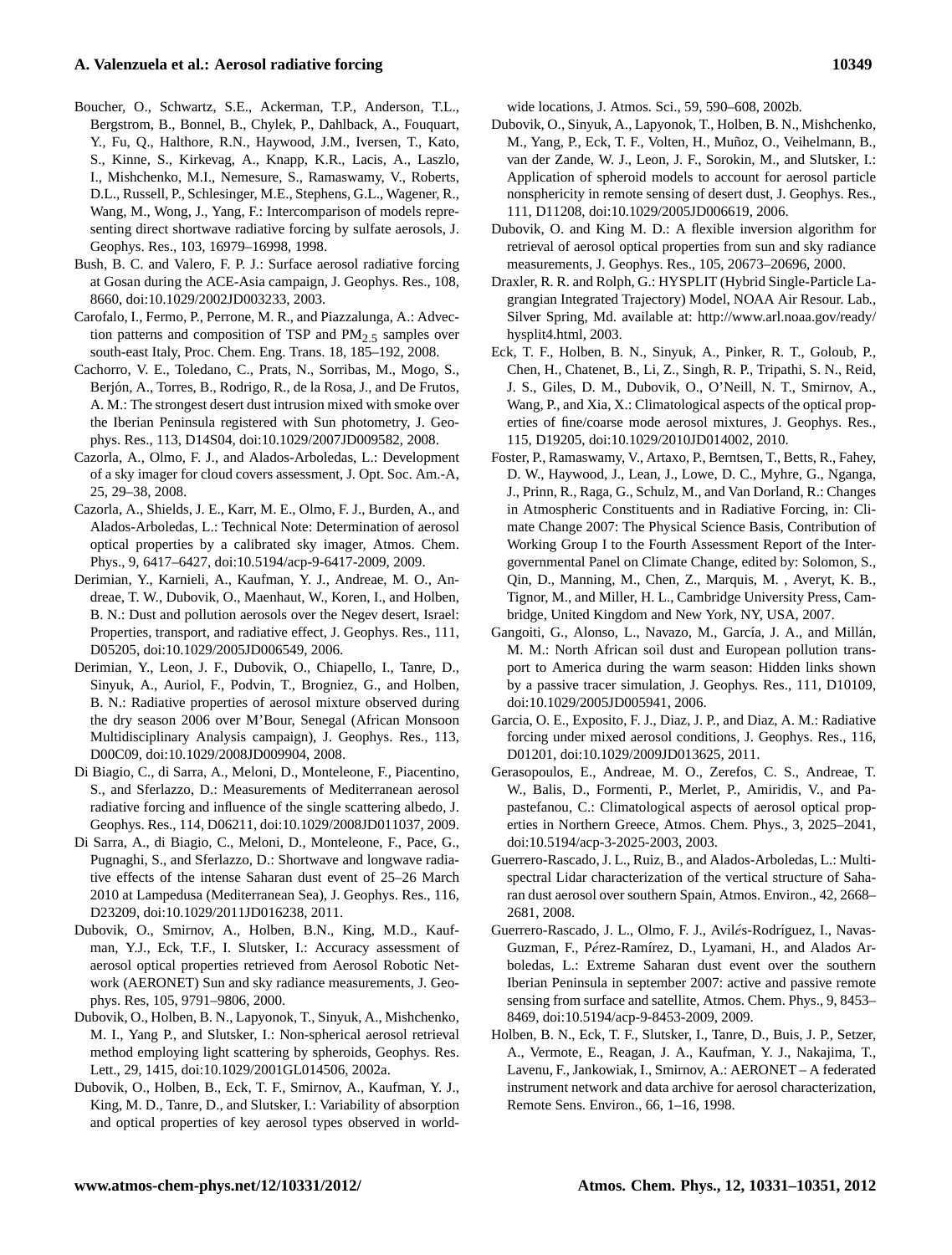Boucher, O., Schwartz, S.E., Ackerman, T.P., Anderson, T.L., Bergstrom, B., Bonnel, B., Chylek, P., Dahlback, A., Fouquart, Y., Fu, Q., Halthore, R.N., Haywood, J.M., Iversen, T., Kato, S., Kinne, S., Kirkevag, A., Knapp, K.R., Lacis, A., Laszlo, I., Mishchenko, M.I., Nemesure, S., Ramaswamy, V., Roberts, D.L., Russell, P., Schlesinger, M.E., Stephens, G.L., Wagener, R., Wang, M., Wong, J., Yang, F.: Intercomparison of models representing direct shortwave radiative forcing by sulfate aerosols, J. Geophys. Res., 103, 16979–16998, 1998.

Bush, B. C. and Valero, F. P. J.: Surface aerosol radiative forcing at Gosan during the ACE-Asia campaign, J. Geophys. Res., 108, 8660, doi:10.1029/2002JD003233, 2003.

Carofalo, I., Fermo, P., Perrone, M. R., and Piazzalunga, A.: Advection patterns and composition of TSP and $PM_{2.5}$ samples over south-east Italy, Proc. Chem. Eng. Trans. 18, 185–192, 2008.

Cachorro, V. E., Toledano, C., Prats, N., Sorribas, M., Mogo, S., Berjón, A., Torres, B., Rodrigo, R., de la Rosa, J., and De Frutos, A. M.: The strongest desert dust intrusion mixed with smoke over the Iberian Peninsula registered with Sun photometry, J. Geophys. Res., 113, D14S04, doi:10.1029/2007JD009582, 2008.

Cazorla, A., Olmo, F. J., and Alados-Arboledas, L.: Development of a sky imager for cloud covers assessment, J. Opt. Soc. Am.-A, 25, 29–38, 2008.

Cazorla, A., Shields, J. E., Karr, M. E., Olmo, F. J., Burden, A., and Alados-Arboledas, L.: Technical Note: Determination of aerosol optical properties by a calibrated sky imager, Atmos. Chem. Phys., 9, 6417–6427, doi:10.5194/acp-9-6417-2009, 2009.

Derimian, Y., Karnieli, A., Kaufman, Y. J., Andreae, M. O., Andreae, T. W., Dubovik, O., Maenhaut, W., Koren, I., and Holben, B. N.: Dust and pollution aerosols over the Negev desert, Israel: Properties, transport, and radiative effect, J. Geophys. Res., 111, D05205, doi:10.1029/2005JD006549, 2006.

Derimian, Y., Leon, J. F., Dubovik, O., Chiapello, I., Tanre, D., Sinyuk, A., Auriol, F., Podvin, T., Brogniez, G., and Holben, B. N.: Radiative properties of aerosol mixture observed during the dry season 2006 over M'Bour, Senegal (African Monsoon Multidisciplinary Analysis campaign), J. Geophys. Res., 113, D00C09, doi:10.1029/2008JD009904, 2008.

Di Biagio, C., di Sarra, A., Meloni, D., Monteleone, F., Piacentino, S., and Sferlazzo, D.: Measurements of Mediterranean aerosol radiative forcing and influence of the single scattering albedo, J. Geophys. Res., 114, D06211, doi:10.1029/2008JD011037, 2009.

Di Sarra, A., di Biagio, C., Meloni, D., Monteleone, F., Pace, G., Pugnaghi, S., and Sferlazzo, D.: Shortwave and longwave radiative effects of the intense Saharan dust event of 25–26 March 2010 at Lampedusa (Mediterranean Sea), J. Geophys. Res., 116, D23209, doi:10.1029/2011JD016238, 2011.

Dubovik, O., Smirnov, A., Holben, B.N., King, M.D., Kaufman, Y.J., Eck, T.F., I. Slutsker, I.: Accuracy assessment of aerosol optical properties retrieved from Aerosol Robotic Network (AERONET) Sun and sky radiance measurements, J. Geophys. Res, 105, 9791–9806, 2000.

Dubovik, O., Holben, B. N., Lapyonok, T., Sinyuk, A., Mishchenko, M. I., Yang, P., and Slutsker, I.: Non-spherical aerosol retrieval method employing light scattering by spheroids, Geophys. Res. Lett., 29, 1415, doi:10.1029/2001GL014506, 2002a.

Dubovik, O., Holben, B., Eck, T. F., Smirnov, A., Kaufman, Y. J., King, M. D., Tanre, D., and Slutsker, I.: Variability of absorption and optical properties of key aerosol types observed in worldwide locations, J. Atmos. Sci., 59, 590–608, 2002b.

Dubovik, O., Sinyuk, A., Lapyonok, T., Holben, B. N., Mishchenko, M., Yang, P., Eck, T. F., Volten, H., Muñoz, O., Veihelmann, B., van der Zande, W. J., Leon, J. F., Sorokin, M., and Slutsker, I.: Application of spheroid models to account for aerosol particle nonsphericity in remote sensing of desert dust, J. Geophys. Res., 111, D11208, doi:10.1029/2005JD006619, 2006.

Dubovik, O. and King M. D.: A flexible inversion algorithm for retrieval of aerosol optical properties from sun and sky radiance measurements, J. Geophys. Res., 105, 20673–20696, 2000.

Draxler, R. R. and Rolph, G.: HYSPLIT (Hybrid Single-Particle Lagrangian Integrated Trajectory) Model, NOAA Air Resour. Lab., Silver Spring, Md. available at: http://www.arl.noaa.gov/ready/hysplit4.html, 2003.

Eck, T. F., Holben, B. N., Sinyuk, A., Pinker, R. T., Goloub, P., Chen, H., Chatenet, B., Li, Z., Singh, R. P., Tripathi, S. N., Reid, J. S., Giles, D. M., Dubovik, O., O'Neill, N. T., Smirnov, A., Wang, P., and Xia, X.: Climatological aspects of the optical properties of fine/coarse mode aerosol mixtures, J. Geophys. Res., 115, D19205, doi:10.1029/2010JD014002, 2010.

Foster, P., Ramaswamy, V., Artaxo, P., Berntsen, T., Betts, R., Fahey, D. W., Haywood, J., Lean, J., Lowe, D. C., Myhre, G., Nganga, J., Prinn, R., Raga, G., Schulz, M., and Van Dorland, R.: Changes in Atmospheric Constituents and in Radiative Forcing, in: Climate Change 2007: The Physical Science Basis, Contribution of Working Group I to the Fourth Assessment Report of the Intergovernmental Panel on Climate Change, edited by: Solomon, S., Qin, D., Manning, M., Chen, Z., Marquis, M. , Averyt, K. B., Tignor, M., and Miller, H. L., Cambridge University Press, Cambridge, United Kingdom and New York, NY, USA, 2007.

Gangoiti, G., Alonso, L., Navazo, M., García, J. A., and Millán, M. M.: North African soil dust and European pollution transport to America during the warm season: Hidden links shown by a passive tracer simulation, J. Geophys. Res., 111, D10109, doi:10.1029/2005JD005941, 2006.

Garcia, O. E., Exposito, F. J., Diaz, J. P., and Diaz, A. M.: Radiative forcing under mixed aerosol conditions, J. Geophys. Res., 116, D01201, doi:10.1029/2009JD013625, 2011.

Gerasopoulos, E., Andreae, M. O., Zerefos, C. S., Andreae, T. W., Balis, D., Formenti, P., Merlet, P., Amiridis, V., and Papastefanou, C.: Climatological aspects of aerosol optical properties in Northern Greece, Atmos. Chem. Phys., 3, 2025–2041, doi:10.5194/acp-3-2025-2003, 2003.

Guerrero-Rascado, J. L., Ruiz, B., and Alados-Arboledas, L.: Multispectral Lidar characterization of the vertical structure of Saharan dust aerosol over southern Spain, Atmos. Environ., 42, 2668–2681, 2008.

Guerrero-Rascado, J. L., Olmo, F. J., Avilés-Rodríguez, I., Navas-Guzman, F., Pérez-Ramírez, D., Lyamani, H., and Alados Arboledas, L.: Extreme Saharan dust event over the southern Iberian Peninsula in september 2007: active and passive remote sensing from surface and satellite, Atmos. Chem. Phys., 9, 8453–8469, doi:10.5194/acp-9-8453-2009, 2009.

Holben, B. N., Eck, T. F., Slutsker, I., Tanre, D., Buis, J. P., Setzer, A., Vermote, E., Reagan, J. A., Kaufman, Y. J., Nakajima, T., Lavenu, F., Jankowiak, I., Smirnov, A.: AERONET – A federated instrument network and data archive for aerosol characterization, Remote Sens. Environ., 66, 1–16, 1998.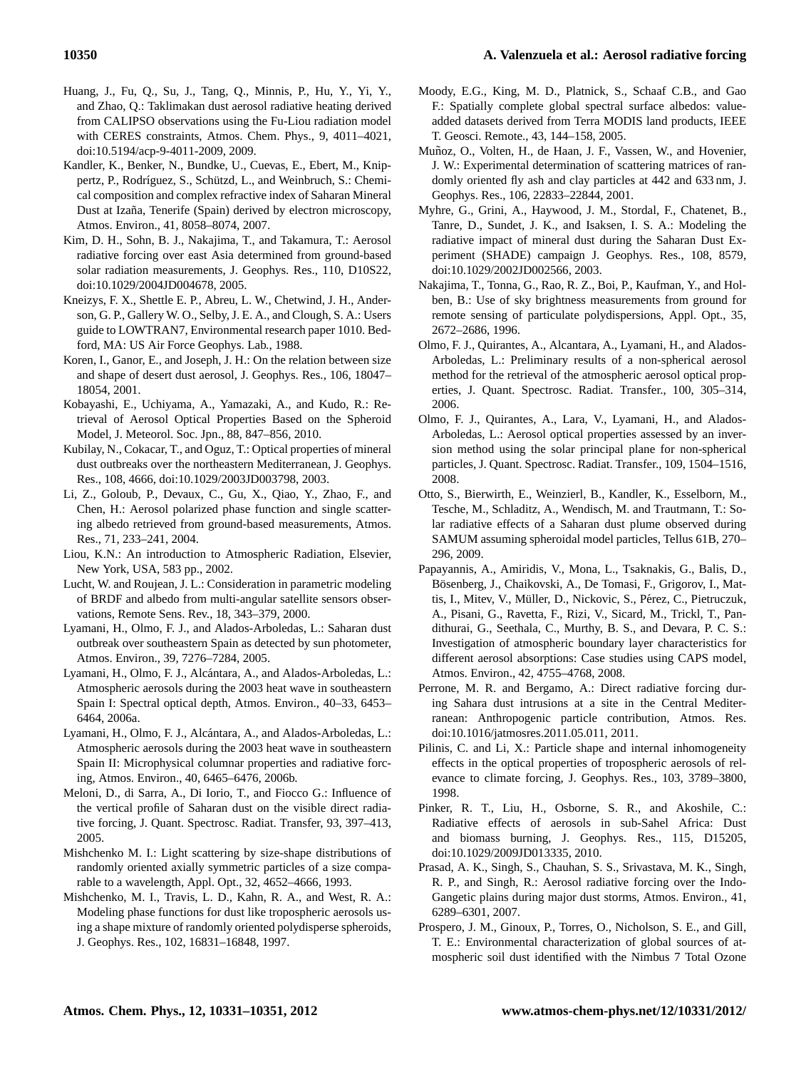Huang, J., Fu, Q., Su, J., Tang, Q., Minnis, P., Hu, Y., Yi, Y., and Zhao, Q.: Taklimakan dust aerosol radiative heating derived from CALIPSO observations using the Fu-Liou radiation model with CERES constraints, Atmos. Chem. Phys., 9, 4011–4021, doi:10.5194/acp-9-4011-2009, 2009.

Kandler, K., Benker, N., Bundke, U., Cuevas, E., Ebert, M., Knippertz, P., Rodríguez, S., Schütz, L., and Weinbruch, S.: Chemical composition and complex refractive index of Saharan Mineral Dust at Izaña, Tenerife (Spain) derived by electron microscopy, Atmos. Environ., 41, 8058–8074, 2007.

Kim, D. H., Sohn, B. J., Nakajima, T., and Takamura, T.: Aerosol radiative forcing over east Asia determined from ground-based solar radiation measurements, J. Geophys. Res., 110, D10S22, doi:10.1029/2004JD004678, 2005.

Kneizys, F. X., Shettle E. P., Abreu, L. W., Chetwind, J. H., Anderson, G. P., Gallery W. O., Selby, J. E. A., and Clough, S. A.: Users guide to LOWTRAN7, Environmental research paper 1010. Bedford, MA: US Air Force Geophys. Lab., 1988.

Koren, I., Ganor, E., and Joseph, J. H.: On the relation between size and shape of desert dust aerosol, J. Geophys. Res., 106, 18047–18054, 2001.

Kobayashi, E., Uchiyama, A., Yamazaki, A., and Kudo, R.: Retrieval of Aerosol Optical Properties Based on the Spheroid Model, J. Meteorol. Soc. Jpn., 88, 847–856, 2010.

Kubilay, N., Cokacar, T., and Oguz, T.: Optical properties of mineral dust outbreaks over the northeastern Mediterranean, J. Geophys. Res., 108, 4666, doi:10.1029/2003JD003798, 2003.

Li, Z., Goloub, P., Devaux, C., Gu, X., Qiao, Y., Zhao, F., and Chen, H.: Aerosol polarized phase function and single scattering albedo retrieved from ground-based measurements, Atmos. Res., 71, 233–241, 2004.

Liou, K.N.: An introduction to Atmospheric Radiation, Elsevier, New York, USA, 583 pp., 2002.

Lucht, W. and Roujean, J. L.: Consideration in parametric modeling of BRDF and albedo from multi-angular satellite sensors observations, Remote Sens. Rev., 18, 343–379, 2000.

Lyamani, H., Olmo, F. J., and Alados-Arboledas, L.: Saharan dust outbreak over southeastern Spain as detected by sun photometer, Atmos. Environ., 39, 7276–7284, 2005.

Lyamani, H., Olmo, F. J., Alcántara, A., and Alados-Arboledas, L.: Atmospheric aerosols during the 2003 heat wave in southeastern Spain I: Spectral optical depth, Atmos. Environ., 40–33, 6453–6464, 2006a.

Lyamani, H., Olmo, F. J., Alcántara, A., and Alados-Arboledas, L.: Atmospheric aerosols during the 2003 heat wave in southeastern Spain II: Microphysical columnar properties and radiative forcing, Atmos. Environ., 40, 6465–6476, 2006b.

Meloni, D., di Sarra, A., Di Iorio, T., and Fiocco G.: Influence of the vertical profile of Saharan dust on the visible direct radiative forcing, J. Quant. Spectrosc. Radiat. Transfer, 93, 397–413, 2005.

Mishchenko M. I.: Light scattering by size-shape distributions of randomly oriented axially symmetric particles of a size comparable to a wavelength, Appl. Opt., 32, 4652–4666, 1993.

Mishchenko, M. I., Travis, L. D., Kahn, R. A., and West, R. A.: Modeling phase functions for dust like tropospheric aerosols using a shape mixture of randomly oriented polydisperse spheroids, J. Geophys. Res., 102, 16831–16848, 1997.

Moody, E.G., King, M. D., Platnick, S., Schaaf C.B., and Gao F.: Spatially complete global spectral surface albedos: value-added datasets derived from Terra MODIS land products, IEEE T. Geosci. Remote., 43, 144–158, 2005.

Muñoz, O., Volten, H., de Haan, J. F., Vassen, W., and Hovenier, J. W.: Experimental determination of scattering matrices of randomly oriented fly ash and clay particles at 442 and 633 nm, J. Geophys. Res., 106, 22833–22844, 2001.

Myhre, G., Grini, A., Haywood, J. M., Stordal, F., Chatenet, B., Tanre, D., Sundet, J. K., and Isaksen, I. S. A.: Modeling the radiative impact of mineral dust during the Saharan Dust Experiment (SHADE) campaign J. Geophys. Res., 108, 8579, doi:10.1029/2002JD002566, 2003.

Nakajima, T., Tonna, G., Rao, R. Z., Boi, P., Kaufman, Y., and Holben, B.: Use of sky brightness measurements from ground for remote sensing of particulate polydispersions, Appl. Opt., 35, 2672–2686, 1996.

Olmo, F. J., Quirantes, A., Alcantara, A., Lyamani, H., and Alados-Arboledas, L.: Preliminary results of a non-spherical aerosol method for the retrieval of the atmospheric aerosol optical properties, J. Quant. Spectrosc. Radiat. Transfer., 100, 305–314, 2006.

Olmo, F. J., Quirantes, A., Lara, V., Lyamani, H., and Alados-Arboledas, L.: Aerosol optical properties assessed by an inversion method using the solar principal plane for non-spherical particles, J. Quant. Spectrosc. Radiat. Transfer., 109, 1504–1516, 2008.

Otto, S., Bierwirth, E., Weinzierl, B., Kandler, K., Esselborn, M., Tesche, M., Schladitz, A., Wendisch, M. and Trautmann, T.: Solar radiative effects of a Saharan dust plume observed during SAMUM assuming spheroidal model particles, Tellus 61B, 270–296, 2009.

Papayannis, A., Amiridis, V., Mona, L., Tsaknakis, G., Balis, D., Bösenberg, J., Chaikovski, A., De Tomasi, F., Grigorov, I., Mattis, I., Mitev, V., Müller, D., Nickovic, S., Pérez, C., Pietruczuk, A., Pisani, G., Ravetta, F., Rizi, V., Sicard, M., Trickl, T., Pandithurai, G., Seethala, C., Murthy, B. S., and Devara, P. C. S.: Investigation of atmospheric boundary layer characteristics for different aerosol absorptions: Case studies using CAPS model, Atmos. Environ., 42, 4755–4768, 2008.

Perrone, M. R. and Bergamo, A.: Direct radiative forcing during Sahara dust intrusions at a site in the Central Mediterranean: Anthropogenic particle contribution, Atmos. Res. doi:10.1016/jatmosres.2011.05.011, 2011.

Pilinis, C. and Li, X.: Particle shape and internal inhomogeneity effects in the optical properties of tropospheric aerosols of relevance to climate forcing, J. Geophys. Res., 103, 3789–3800, 1998.

Pinker, R. T., Liu, H., Osborne, S. R., and Akoshile, C.: Radiative effects of aerosols in sub-Sahel Africa: Dust and biomass burning, J. Geophys. Res., 115, D15205, doi:10.1029/2009JD013335, 2010.

Prasad, A. K., Singh, S., Chauhan, S. S., Srivastava, M. K., Singh, R. P., and Singh, R.: Aerosol radiative forcing over the Indo-Gangetic plains during major dust storms, Atmos. Environ., 41, 6289–6301, 2007.

Prospero, J. M., Ginoux, P., Torres, O., Nicholson, S. E., and Gill, T. E.: Environmental characterization of global sources of atmospheric soil dust identified with the Nimbus 7 Total Ozone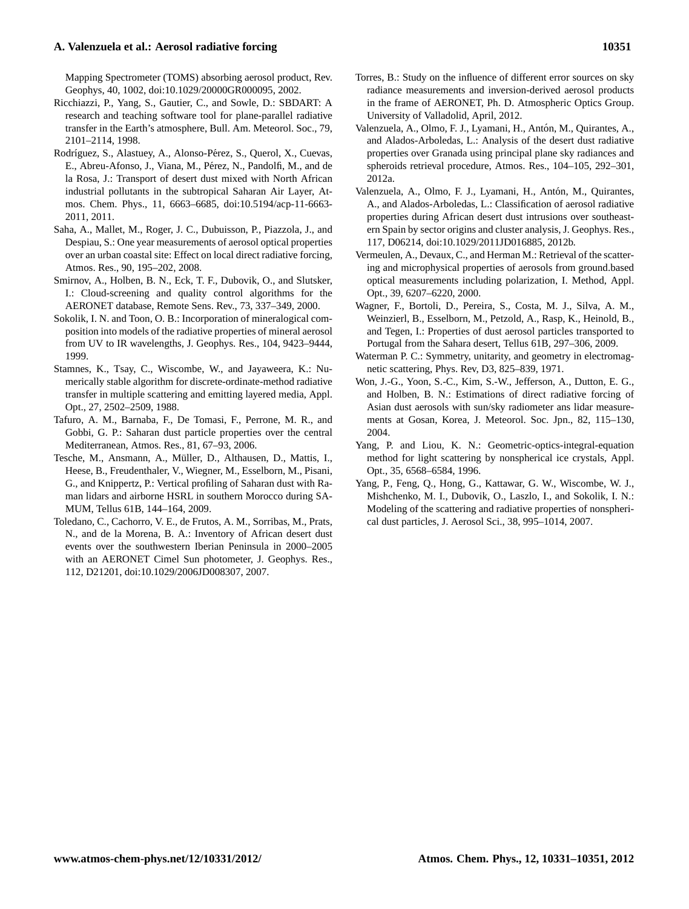Mapping Spectrometer (TOMS) absorbing aerosol product, Rev. Geophys, 40, 1002, doi:10.1029/20000GR000095, 2002.

Ricchiazzi, P., Yang, S., Gautier, C., and Sowle, D.: SBDART: A research and teaching software tool for plane-parallel radiative transfer in the Earth's atmosphere, Bull. Am. Meteorol. Soc., 79, 2101–2114, 1998.

Rodríguez, S., Alastuey, A., Alonso-Pérez, S., Querol, X., Cuevas, E., Abreu-Afonso, J., Viana, M., Pérez, N., Pandolfi, M., and de la Rosa, J.: Transport of desert dust mixed with North African industrial pollutants in the subtropical Saharan Air Layer, Atmos. Chem. Phys., 11, 6663–6685, doi:10.5194/acp-11-6663-2011, 2011.

Saha, A., Mallet, M., Roger, J. C., Dubuisson, P., Piazzola, J., and Despiau, S.: One year measurements of aerosol optical properties over an urban coastal site: Effect on local direct radiative forcing, Atmos. Res., 90, 195–202, 2008.

Smirnov, A., Holben, B. N., Eck, T. F., Dubovik, O., and Slutsker, I.: Cloud-screening and quality control algorithms for the AERONET database, Remote Sens. Rev., 73, 337–349, 2000.

Sokolik, I. N. and Toon, O. B.: Incorporation of mineralogical composition into models of the radiative properties of mineral aerosol from UV to IR wavelengths, J. Geophys. Res., 104, 9423–9444, 1999.

Stamnes, K., Tsay, C., Wiscombe, W., and Jayaweera, K.: Numerically stable algorithm for discrete-ordinate-method radiative transfer in multiple scattering and emitting layered media, Appl. Opt., 27, 2502–2509, 1988.

Tafuro, A. M., Barnaba, F., De Tomasi, F., Perrone, M. R., and Gobbi, G. P.: Saharan dust particle properties over the central Mediterranean, Atmos. Res., 81, 67–93, 2006.

Tesche, M., Ansmann, A., Müller, D., Althausen, D., Mattis, I., Heese, B., Freudenthaler, V., Wiegner, M., Esselborn, M., Pisani, G., and Knippertz, P.: Vertical profiling of Saharan dust with Raman lidars and airborne HSRL in southern Morocco during SAMUM, Tellus 61B, 144–164, 2009.

Toledano, C., Cachorro, V. E., de Frutos, A. M., Sorribas, M., Prats, N., and de la Morena, B. A.: Inventory of African desert dust events over the southwestern Iberian Peninsula in 2000–2005 with an AERONET Cimel Sun photometer, J. Geophys. Res., 112, D21201, doi:10.1029/2006JD008307, 2007.

Torres, B.: Study on the influence of different error sources on sky radiance measurements and inversion-derived aerosol products in the frame of AERONET, Ph. D. Atmospheric Optics Group. University of Valladolid, April, 2012.

Valenzuela, A., Olmo, F. J., Lyamani, H., Antón, M., Quirantes, A., and Alados-Arboledas, L.: Analysis of the desert dust radiative properties over Granada using principal plane sky radiances and spheroids retrieval procedure, Atmos. Res., 104–105, 292–301, 2012a.

Valenzuela, A., Olmo, F. J., Lyamani, H., Antón, M., Quirantes, A., and Alados-Arboledas, L.: Classification of aerosol radiative properties during African desert dust intrusions over southeastern Spain by sector origins and cluster analysis, J. Geophys. Res., 117, D06214, doi:10.1029/2011JD016885, 2012b.

Vermeulen, A., Devaux, C., and Herman M.: Retrieval of the scattering and microphysical properties of aerosols from ground.based optical measurements including polarization, I. Method, Appl. Opt., 39, 6207–6220, 2000.

Wagner, F., Bortoli, D., Pereira, S., Costa, M. J., Silva, A. M., Weinzierl, B., Esselborn, M., Petzold, A., Rasp, K., Heinold, B., and Tegen, I.: Properties of dust aerosol particles transported to Portugal from the Sahara desert, Tellus 61B, 297–306, 2009.

Waterman P. C.: Symmetry, unitarity, and geometry in electromagnetic scattering, Phys. Rev, D3, 825–839, 1971.

Won, J.-G., Yoon, S.-C., Kim, S.-W., Jefferson, A., Dutton, E. G., and Holben, B. N.: Estimations of direct radiative forcing of Asian dust aerosols with sun/sky radiometer ans lidar measurements at Gosan, Korea, J. Meteorol. Soc. Jpn., 82, 115–130, 2004.

Yang, P. and Liou, K. N.: Geometric-optics-integral-equation method for light scattering by nonspherical ice crystals, Appl. Opt., 35, 6568–6584, 1996.

Yang, P., Feng, Q., Hong, G., Kattawar, G. W., Wiscombe, W. J., Mishchenko, M. I., Dubovik, O., Laszlo, I., and Sokolik, I. N.: Modeling of the scattering and radiative properties of nonspherical dust particles, J. Aerosol Sci., 38, 995–1014, 2007.